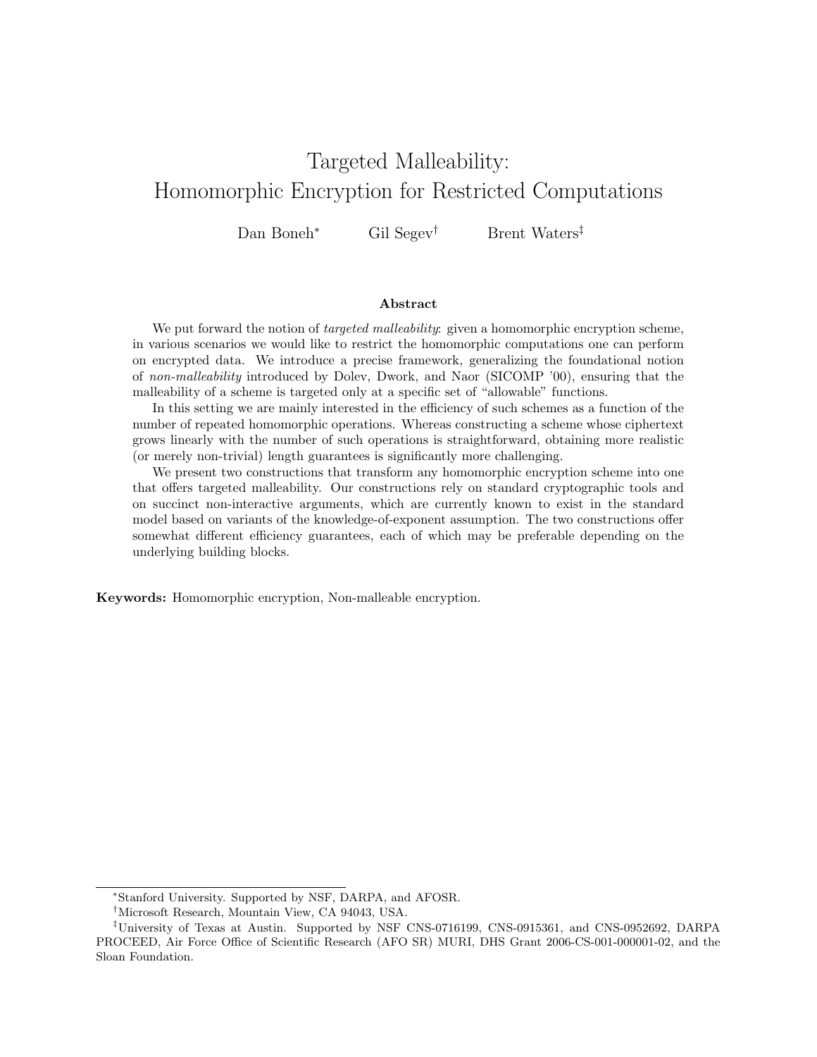# Targeted Malleability:
# Homomorphic Encryption for Restricted Computations

Dan Boneh[*] Gil Segev[†] Brent Waters[‡]

## Abstract

We put forward the notion of *targeted malleability*: given a homomorphic encryption scheme, in various scenarios we would like to restrict the homomorphic computations one can perform on encrypted data. We introduce a precise framework, generalizing the foundational notion of *non-malleability* introduced by Dolev, Dwork, and Naor (SICOMP '00), ensuring that the malleability of a scheme is targeted only at a specific set of "allowable" functions.

In this setting we are mainly interested in the efficiency of such schemes as a function of the number of repeated homomorphic operations. Whereas constructing a scheme whose ciphertext grows linearly with the number of such operations is straightforward, obtaining more realistic (or merely non-trivial) length guarantees is significantly more challenging.

We present two constructions that transform any homomorphic encryption scheme into one that offers targeted malleability. Our constructions rely on standard cryptographic tools and on succinct non-interactive arguments, which are currently known to exist in the standard model based on variants of the knowledge-of-exponent assumption. The two constructions offer somewhat different efficiency guarantees, each of which may be preferable depending on the underlying building blocks.

**Keywords:** Homomorphic encryption, Non-malleable encryption.

---

[*] Stanford University. Supported by NSF, DARPA, and AFOSR.

[†] Microsoft Research, Mountain View, CA 94043, USA.

[‡] University of Texas at Austin. Supported by NSF CNS-0716199, CNS-0915361, and CNS-0952692, DARPA PROCEED, Air Force Office of Scientific Research (AFO SR) MURI, DHS Grant 2006-CS-001-000001-02, and the Sloan Foundation.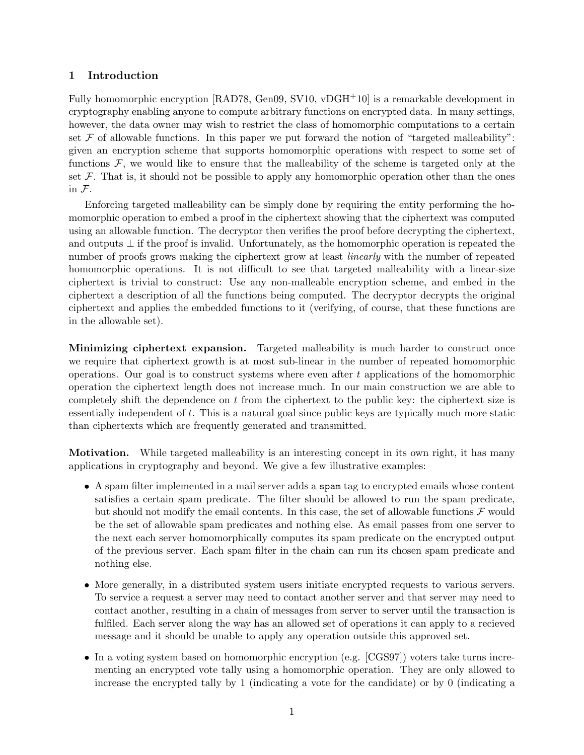## 1 Introduction

Fully homomorphic encryption [RAD78, Gen09, SV10, vDGH[+]10] is a remarkable development in cryptography enabling anyone to compute arbitrary functions on encrypted data. In many settings, however, the data owner may wish to restrict the class of homomorphic computations to a certain set $\mathcal{F}$ of allowable functions. In this paper we put forward the notion of "targeted malleability": given an encryption scheme that supports homomorphic operations with respect to some set of functions $\mathcal{F}$, we would like to ensure that the malleability of the scheme is targeted only at the set $\mathcal{F}$. That is, it should not be possible to apply any homomorphic operation other than the ones in $\mathcal{F}$.

Enforcing targeted malleability can be simply done by requiring the entity performing the homomorphic operation to embed a proof in the ciphertext showing that the ciphertext was computed using an allowable function. The decryptor then verifies the proof before decrypting the ciphertext, and outputs $\perp$ if the proof is invalid. Unfortunately, as the homomorphic operation is repeated the number of proofs grows making the ciphertext grow at least *linearly* with the number of repeated homomorphic operations. It is not difficult to see that targeted malleability with a linear-size ciphertext is trivial to construct: Use any non-malleable encryption scheme, and embed in the ciphertext a description of all the functions being computed. The decryptor decrypts the original ciphertext and applies the embedded functions to it (verifying, of course, that these functions are in the allowable set).

**Minimizing ciphertext expansion.** Targeted malleability is much harder to construct once we require that ciphertext growth is at most sub-linear in the number of repeated homomorphic operations. Our goal is to construct systems where even after $t$ applications of the homomorphic operation the ciphertext length does not increase much. In our main construction we are able to completely shift the dependence on $t$ from the ciphertext to the public key: the ciphertext size is essentially independent of $t$. This is a natural goal since public keys are typically much more static than ciphertexts which are frequently generated and transmitted.

**Motivation.** While targeted malleability is an interesting concept in its own right, it has many applications in cryptography and beyond. We give a few illustrative examples:

- A spam filter implemented in a mail server adds a `spam` tag to encrypted emails whose content satisfies a certain spam predicate. The filter should be allowed to run the spam predicate, but should not modify the email contents. In this case, the set of allowable functions $\mathcal{F}$ would be the set of allowable spam predicates and nothing else. As email passes from one server to the next each server homomorphically computes its spam predicate on the encrypted output of the previous server. Each spam filter in the chain can run its chosen spam predicate and nothing else.
- More generally, in a distributed system users initiate encrypted requests to various servers. To service a request a server may need to contact another server and that server may need to contact another, resulting in a chain of messages from server to server until the transaction is fulfiled. Each server along the way has an allowed set of operations it can apply to a recieved message and it should be unable to apply any operation outside this approved set.
- In a voting system based on homomorphic encryption (e.g. [CGS97]) voters take turns incrementing an encrypted vote tally using a homomorphic operation. They are only allowed to increase the encrypted tally by 1 (indicating a vote for the candidate) or by 0 (indicating a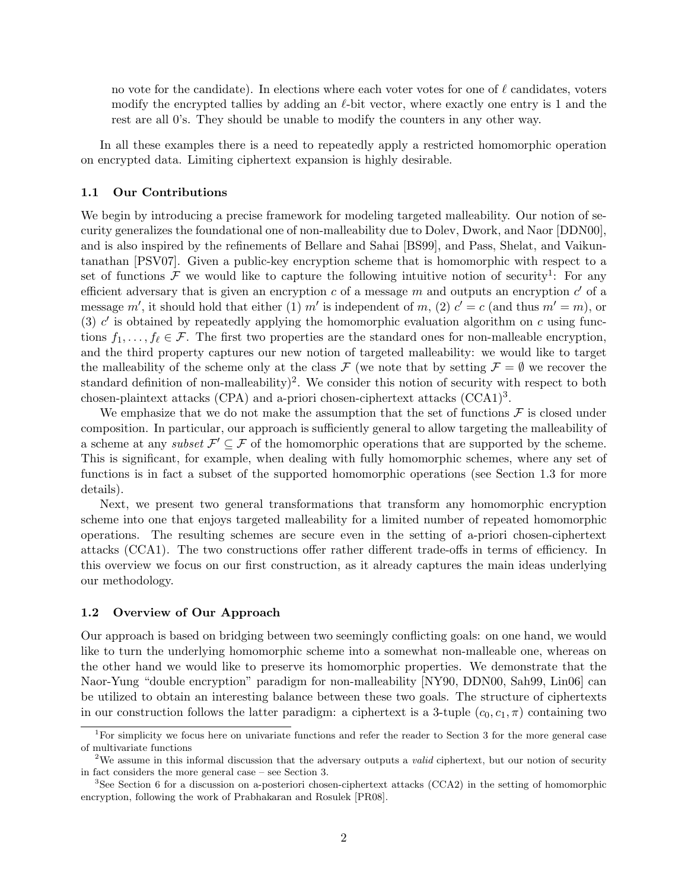no vote for the candidate). In elections where each voter votes for one of $\ell$ candidates, voters modify the encrypted tallies by adding an $\ell$-bit vector, where exactly one entry is 1 and the rest are all 0's. They should be unable to modify the counters in any other way.

In all these examples there is a need to repeatedly apply a restricted homomorphic operation on encrypted data. Limiting ciphertext expansion is highly desirable.

### 1.1 Our Contributions

We begin by introducing a precise framework for modeling targeted malleability. Our notion of security generalizes the foundational one of non-malleability due to Dolev, Dwork, and Naor [DDN00], and is also inspired by the refinements of Bellare and Sahai [BS99], and Pass, Shelat, and Vaikuntanathan [PSV07]. Given a public-key encryption scheme that is homomorphic with respect to a set of functions $\mathcal{F}$ we would like to capture the following intuitive notion of security[1]: For any efficient adversary that is given an encryption $c$ of a message $m$ and outputs an encryption $c'$ of a message $m'$, it should hold that either (1) $m'$ is independent of $m$, (2) $c' = c$ (and thus $m' = m$), or (3) $c'$ is obtained by repeatedly applying the homomorphic evaluation algorithm on $c$ using functions $f_1, \ldots, f_\ell \in \mathcal{F}$. The first two properties are the standard ones for non-malleable encryption, and the third property captures our new notion of targeted malleability: we would like to target the malleability of the scheme only at the class $\mathcal{F}$ (we note that by setting $\mathcal{F} = \emptyset$ we recover the standard definition of non-malleability)[2]. We consider this notion of security with respect to both chosen-plaintext attacks (CPA) and a-priori chosen-ciphertext attacks (CCA1)[3].

We emphasize that we do not make the assumption that the set of functions $\mathcal{F}$ is closed under composition. In particular, our approach is sufficiently general to allow targeting the malleability of a scheme at any *subset* $\mathcal{F}' \subseteq \mathcal{F}$ of the homomorphic operations that are supported by the scheme. This is significant, for example, when dealing with fully homomorphic schemes, where any set of functions is in fact a subset of the supported homomorphic operations (see Section 1.3 for more details).

Next, we present two general transformations that transform any homomorphic encryption scheme into one that enjoys targeted malleability for a limited number of repeated homomorphic operations. The resulting schemes are secure even in the setting of a-priori chosen-ciphertext attacks (CCA1). The two constructions offer rather different trade-offs in terms of efficiency. In this overview we focus on our first construction, as it already captures the main ideas underlying our methodology.

### 1.2 Overview of Our Approach

Our approach is based on bridging between two seemingly conflicting goals: on one hand, we would like to turn the underlying homomorphic scheme into a somewhat non-malleable one, whereas on the other hand we would like to preserve its homomorphic properties. We demonstrate that the Naor-Yung "double encryption" paradigm for non-malleability [NY90, DDN00, Sah99, Lin06] can be utilized to obtain an interesting balance between these two goals. The structure of ciphertexts in our construction follows the latter paradigm: a ciphertext is a 3-tuple $(c_0, c_1, \pi)$ containing two

---

[1] For simplicity we focus here on univariate functions and refer the reader to Section 3 for the more general case of multivariate functions

[2] We assume in this informal discussion that the adversary outputs a *valid* ciphertext, but our notion of security in fact considers the more general case – see Section 3.

[3] See Section 6 for a discussion on a-posteriori chosen-ciphertext attacks (CCA2) in the setting of homomorphic encryption, following the work of Prabhakaran and Rosulek [PR08].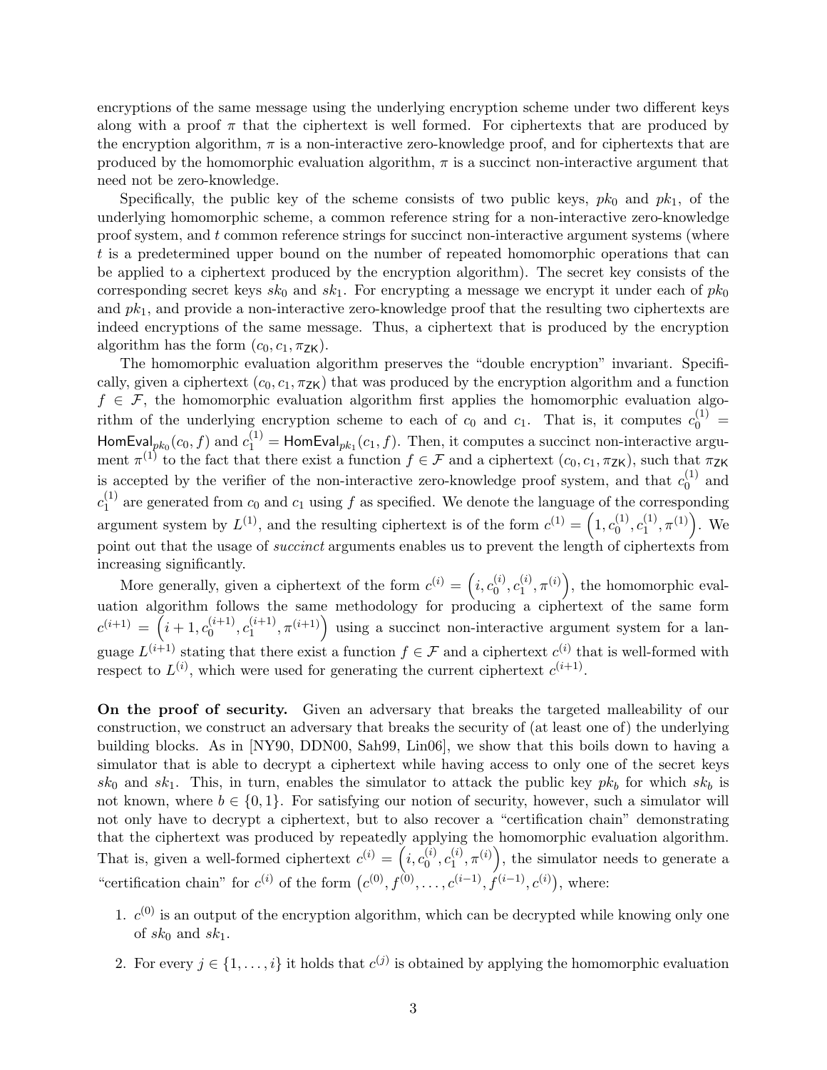encryptions of the same message using the underlying encryption scheme under two different keys along with a proof $\pi$ that the ciphertext is well formed. For ciphertexts that are produced by the encryption algorithm, $\pi$ is a non-interactive zero-knowledge proof, and for ciphertexts that are produced by the homomorphic evaluation algorithm, $\pi$ is a succinct non-interactive argument that need not be zero-knowledge.

Specifically, the public key of the scheme consists of two public keys, $pk_0$ and $pk_1$, of the underlying homomorphic scheme, a common reference string for a non-interactive zero-knowledge proof system, and $t$ common reference strings for succinct non-interactive argument systems (where $t$ is a predetermined upper bound on the number of repeated homomorphic operations that can be applied to a ciphertext produced by the encryption algorithm). The secret key consists of the corresponding secret keys $sk_0$ and $sk_1$. For encrypting a message we encrypt it under each of $pk_0$ and $pk_1$, and provide a non-interactive zero-knowledge proof that the resulting two ciphertexts are indeed encryptions of the same message. Thus, a ciphertext that is produced by the encryption algorithm has the form $(c_0, c_1, \pi_{\mathsf{ZK}})$.

The homomorphic evaluation algorithm preserves the "double encryption" invariant. Specifically, given a ciphertext $(c_0, c_1, \pi_{\mathsf{ZK}})$ that was produced by the encryption algorithm and a function $f \in \mathcal{F}$, the homomorphic evaluation algorithm first applies the homomorphic evaluation algorithm of the underlying encryption scheme to each of $c_0$ and $c_1$. That is, it computes $c_0^{(1)} = \mathsf{HomEval}_{pk_0}(c_0, f)$ and $c_1^{(1)} = \mathsf{HomEval}_{pk_1}(c_1, f)$. Then, it computes a succinct non-interactive argument $\pi^{(1)}$ to the fact that there exist a function $f \in \mathcal{F}$ and a ciphertext $(c_0, c_1, \pi_{\mathsf{ZK}})$, such that $\pi_{\mathsf{ZK}}$ is accepted by the verifier of the non-interactive zero-knowledge proof system, and that $c_0^{(1)}$ and $c_1^{(1)}$ are generated from $c_0$ and $c_1$ using $f$ as specified. We denote the language of the corresponding argument system by $L^{(1)}$, and the resulting ciphertext is of the form $c^{(1)} = \left(1, c_0^{(1)}, c_1^{(1)}, \pi^{(1)}\right)$. We point out that the usage of *succinct* arguments enables us to prevent the length of ciphertexts from increasing significantly.

More generally, given a ciphertext of the form $c^{(i)} = \left(i, c_0^{(i)}, c_1^{(i)}, \pi^{(i)}\right)$, the homomorphic evaluation algorithm follows the same methodology for producing a ciphertext of the same form $c^{(i+1)} = \left(i+1, c_0^{(i+1)}, c_1^{(i+1)}, \pi^{(i+1)}\right)$ using a succinct non-interactive argument system for a language $L^{(i+1)}$ stating that there exist a function $f \in \mathcal{F}$ and a ciphertext $c^{(i)}$ that is well-formed with respect to $L^{(i)}$, which were used for generating the current ciphertext $c^{(i+1)}$.

**On the proof of security.** Given an adversary that breaks the targeted malleability of our construction, we construct an adversary that breaks the security of (at least one of) the underlying building blocks. As in [NY90, DDN00, Sah99, Lin06], we show that this boils down to having a simulator that is able to decrypt a ciphertext while having access to only one of the secret keys $sk_0$ and $sk_1$. This, in turn, enables the simulator to attack the public key $pk_b$ for which $sk_b$ is not known, where $b \in \{0, 1\}$. For satisfying our notion of security, however, such a simulator will not only have to decrypt a ciphertext, but to also recover a "certification chain" demonstrating that the ciphertext was produced by repeatedly applying the homomorphic evaluation algorithm. That is, given a well-formed ciphertext $c^{(i)} = \left(i, c_0^{(i)}, c_1^{(i)}, \pi^{(i)}\right)$, the simulator needs to generate a "certification chain" for $c^{(i)}$ of the form $\left(c^{(0)}, f^{(0)}, \ldots, c^{(i-1)}, f^{(i-1)}, c^{(i)}\right)$, where:

1. $c^{(0)}$ is an output of the encryption algorithm, which can be decrypted while knowing only one of $sk_0$ and $sk_1$.
2. For every $j \in \{1, \ldots, i\}$ it holds that $c^{(j)}$ is obtained by applying the homomorphic evaluation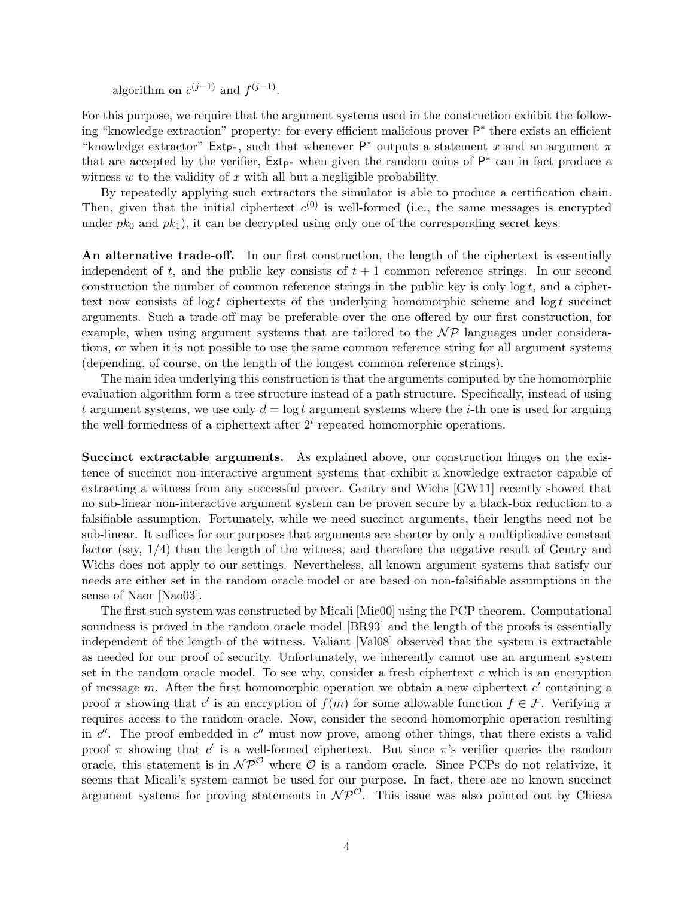algorithm on $c^{(j-1)}$ and $f^{(j-1)}$.

For this purpose, we require that the argument systems used in the construction exhibit the following "knowledge extraction" property: for every efficient malicious prover $\mathsf{P}^*$ there exists an efficient "knowledge extractor" $\mathsf{Ext}_{\mathsf{P}^*}$, such that whenever $\mathsf{P}^*$ outputs a statement $x$ and an argument $\pi$ that are accepted by the verifier, $\mathsf{Ext}_{\mathsf{P}^*}$ when given the random coins of $\mathsf{P}^*$ can in fact produce a witness $w$ to the validity of $x$ with all but a negligible probability.

By repeatedly applying such extractors the simulator is able to produce a certification chain. Then, given that the initial ciphertext $c^{(0)}$ is well-formed (i.e., the same messages is encrypted under $pk_0$ and $pk_1$), it can be decrypted using only one of the corresponding secret keys.

**An alternative trade-off.** In our first construction, the length of the ciphertext is essentially independent of $t$, and the public key consists of $t+1$ common reference strings. In our second construction the number of common reference strings in the public key is only $\log t$, and a ciphertext now consists of $\log t$ ciphertexts of the underlying homomorphic scheme and $\log t$ succinct arguments. Such a trade-off may be preferable over the one offered by our first construction, for example, when using argument systems that are tailored to the $\mathcal{NP}$ languages under considerations, or when it is not possible to use the same common reference string for all argument systems (depending, of course, on the length of the longest common reference strings).

The main idea underlying this construction is that the arguments computed by the homomorphic evaluation algorithm form a tree structure instead of a path structure. Specifically, instead of using $t$ argument systems, we use only $d = \log t$ argument systems where the $i$-th one is used for arguing the well-formedness of a ciphertext after $2^i$ repeated homomorphic operations.

**Succinct extractable arguments.** As explained above, our construction hinges on the existence of succinct non-interactive argument systems that exhibit a knowledge extractor capable of extracting a witness from any successful prover. Gentry and Wichs [GW11] recently showed that no sub-linear non-interactive argument system can be proven secure by a black-box reduction to a falsifiable assumption. Fortunately, while we need succinct arguments, their lengths need not be sub-linear. It suffices for our purposes that arguments are shorter by only a multiplicative constant factor (say, $1/4$) than the length of the witness, and therefore the negative result of Gentry and Wichs does not apply to our settings. Nevertheless, all known argument systems that satisfy our needs are either set in the random oracle model or are based on non-falsifiable assumptions in the sense of Naor [Nao03].

The first such system was constructed by Micali [Mic00] using the PCP theorem. Computational soundness is proved in the random oracle model [BR93] and the length of the proofs is essentially independent of the length of the witness. Valiant [Val08] observed that the system is extractable as needed for our proof of security. Unfortunately, we inherently cannot use an argument system set in the random oracle model. To see why, consider a fresh ciphertext $c$ which is an encryption of message $m$. After the first homomorphic operation we obtain a new ciphertext $c'$ containing a proof $\pi$ showing that $c'$ is an encryption of $f(m)$ for some allowable function $f \in \mathcal{F}$. Verifying $\pi$ requires access to the random oracle. Now, consider the second homomorphic operation resulting in $c''$. The proof embedded in $c''$ must now prove, among other things, that there exists a valid proof $\pi$ showing that $c'$ is a well-formed ciphertext. But since $\pi$'s verifier queries the random oracle, this statement is in $\mathcal{NP}^{\mathcal{O}}$ where $\mathcal{O}$ is a random oracle. Since PCPs do not relativize, it seems that Micali's system cannot be used for our purpose. In fact, there are no known succinct argument systems for proving statements in $\mathcal{NP}^{\mathcal{O}}$. This issue was also pointed out by Chiesa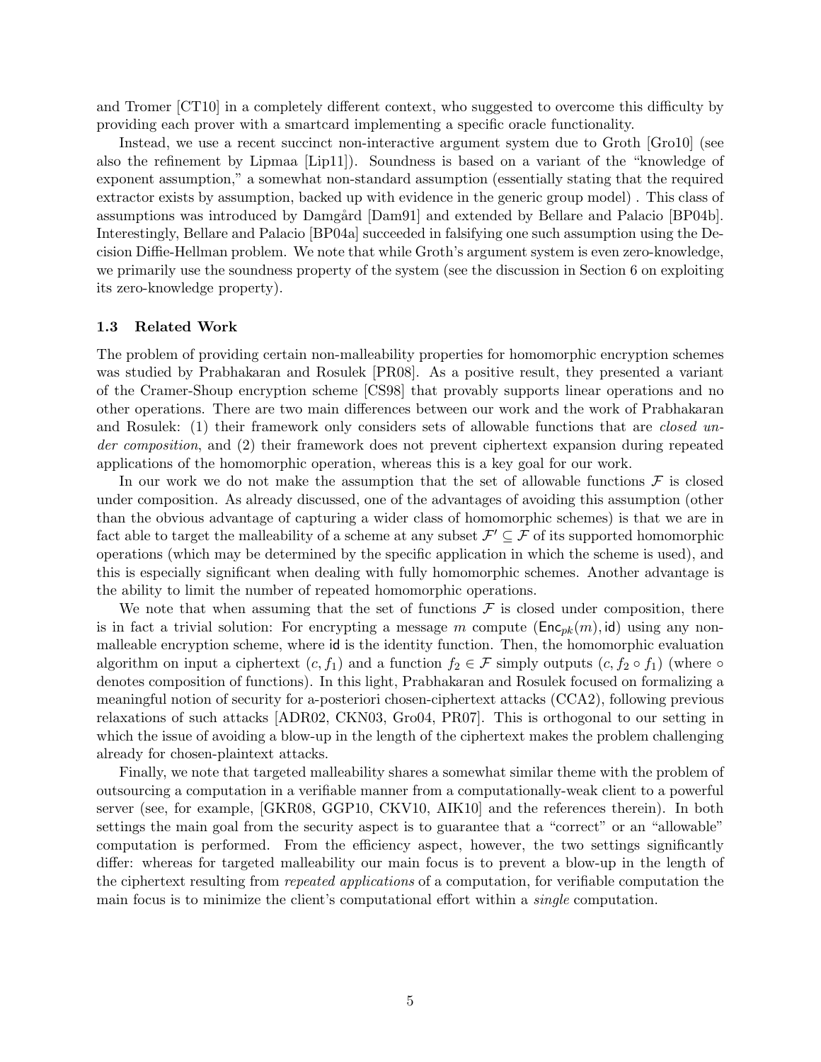and Tromer [CT10] in a completely different context, who suggested to overcome this difficulty by providing each prover with a smartcard implementing a specific oracle functionality.

Instead, we use a recent succinct non-interactive argument system due to Groth [Gro10] (see also the refinement by Lipmaa [Lip11]). Soundness is based on a variant of the "knowledge of exponent assumption," a somewhat non-standard assumption (essentially stating that the required extractor exists by assumption, backed up with evidence in the generic group model) . This class of assumptions was introduced by Damgård [Dam91] and extended by Bellare and Palacio [BP04b]. Interestingly, Bellare and Palacio [BP04a] succeeded in falsifying one such assumption using the Decision Diffie-Hellman problem. We note that while Groth's argument system is even zero-knowledge, we primarily use the soundness property of the system (see the discussion in Section 6 on exploiting its zero-knowledge property).

### 1.3 Related Work

The problem of providing certain non-malleability properties for homomorphic encryption schemes was studied by Prabhakaran and Rosulek [PR08]. As a positive result, they presented a variant of the Cramer-Shoup encryption scheme [CS98] that provably supports linear operations and no other operations. There are two main differences between our work and the work of Prabhakaran and Rosulek: (1) their framework only considers sets of allowable functions that are *closed under composition*, and (2) their framework does not prevent ciphertext expansion during repeated applications of the homomorphic operation, whereas this is a key goal for our work.

In our work we do not make the assumption that the set of allowable functions $\mathcal{F}$ is closed under composition. As already discussed, one of the advantages of avoiding this assumption (other than the obvious advantage of capturing a wider class of homomorphic schemes) is that we are in fact able to target the malleability of a scheme at any subset $\mathcal{F}' \subseteq \mathcal{F}$ of its supported homomorphic operations (which may be determined by the specific application in which the scheme is used), and this is especially significant when dealing with fully homomorphic schemes. Another advantage is the ability to limit the number of repeated homomorphic operations.

We note that when assuming that the set of functions $\mathcal{F}$ is closed under composition, there is in fact a trivial solution: For encrypting a message $m$ compute $(\mathsf{Enc}_{pk}(m), \mathsf{id})$ using any non-malleable encryption scheme, where $\mathsf{id}$ is the identity function. Then, the homomorphic evaluation algorithm on input a ciphertext $(c, f_1)$ and a function $f_2 \in \mathcal{F}$ simply outputs $(c, f_2 \circ f_1)$ (where $\circ$ denotes composition of functions). In this light, Prabhakaran and Rosulek focused on formalizing a meaningful notion of security for a-posteriori chosen-ciphertext attacks (CCA2), following previous relaxations of such attacks [ADR02, CKN03, Gro04, PR07]. This is orthogonal to our setting in which the issue of avoiding a blow-up in the length of the ciphertext makes the problem challenging already for chosen-plaintext attacks.

Finally, we note that targeted malleability shares a somewhat similar theme with the problem of outsourcing a computation in a verifiable manner from a computationally-weak client to a powerful server (see, for example, [GKR08, GGP10, CKV10, AIK10] and the references therein). In both settings the main goal from the security aspect is to guarantee that a "correct" or an "allowable" computation is performed. From the efficiency aspect, however, the two settings significantly differ: whereas for targeted malleability our main focus is to prevent a blow-up in the length of the ciphertext resulting from *repeated applications* of a computation, for verifiable computation the main focus is to minimize the client's computational effort within a *single* computation.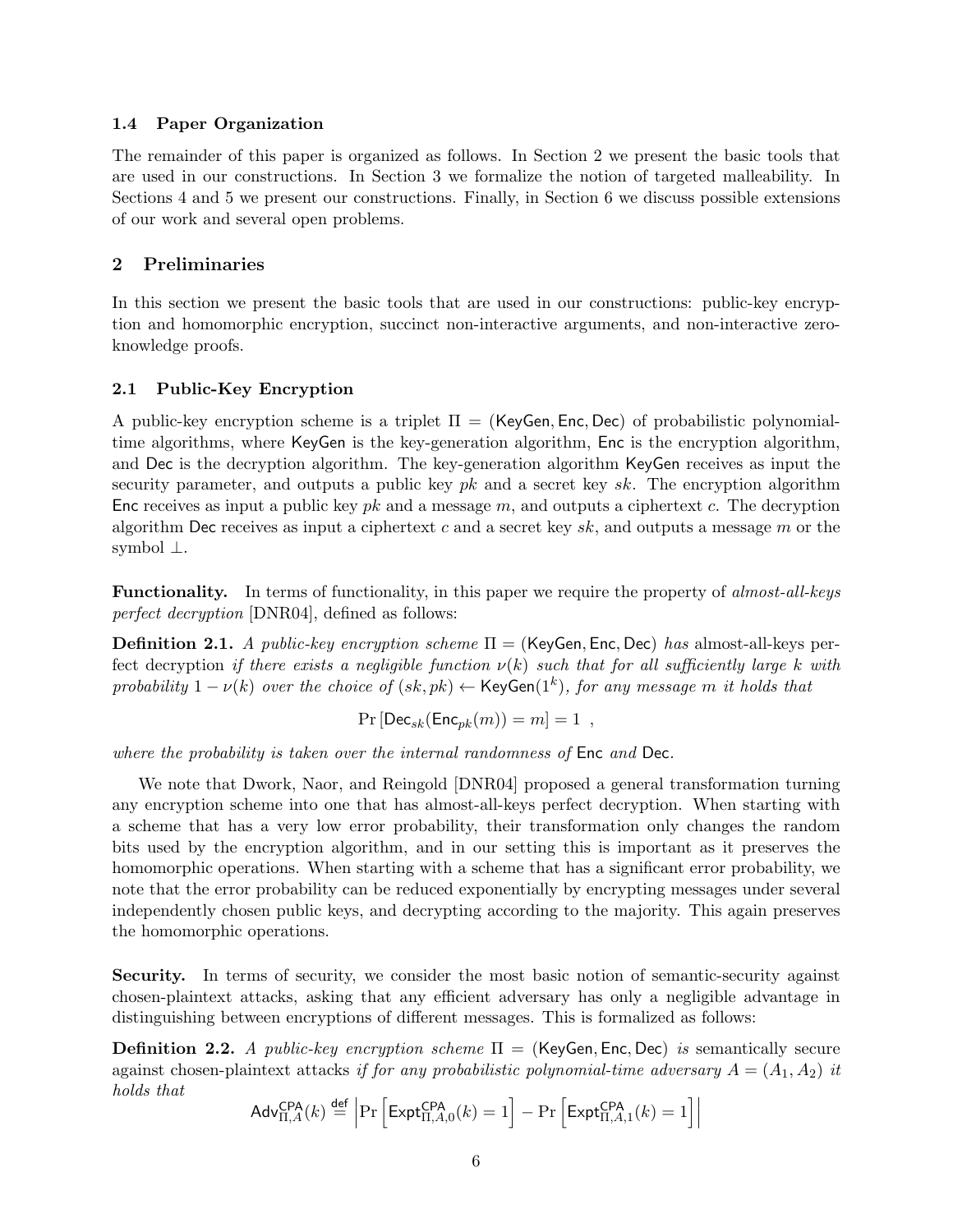### 1.4 Paper Organization

The remainder of this paper is organized as follows. In Section 2 we present the basic tools that are used in our constructions. In Section 3 we formalize the notion of targeted malleability. In Sections 4 and 5 we present our constructions. Finally, in Section 6 we discuss possible extensions of our work and several open problems.

## 2 Preliminaries

In this section we present the basic tools that are used in our constructions: public-key encryption and homomorphic encryption, succinct non-interactive arguments, and non-interactive zero-knowledge proofs.

### 2.1 Public-Key Encryption

A public-key encryption scheme is a triplet $\Pi = (\mathsf{KeyGen}, \mathsf{Enc}, \mathsf{Dec})$ of probabilistic polynomial-time algorithms, where $\mathsf{KeyGen}$ is the key-generation algorithm, $\mathsf{Enc}$ is the encryption algorithm, and $\mathsf{Dec}$ is the decryption algorithm. The key-generation algorithm $\mathsf{KeyGen}$ receives as input the security parameter, and outputs a public key $pk$ and a secret key $sk$. The encryption algorithm $\mathsf{Enc}$ receives as input a public key $pk$ and a message $m$, and outputs a ciphertext $c$. The decryption algorithm $\mathsf{Dec}$ receives as input a ciphertext $c$ and a secret key $sk$, and outputs a message $m$ or the symbol $\perp$.

**Functionality.** In terms of functionality, in this paper we require the property of *almost-all-keys perfect decryption* [DNR04], defined as follows:

**Definition 2.1.** *A public-key encryption scheme $\Pi = (\mathsf{KeyGen}, \mathsf{Enc}, \mathsf{Dec})$ has* almost-all-keys perfect decryption *if there exists a negligible function $\nu(k)$ such that for all sufficiently large $k$ with probability $1 - \nu(k)$ over the choice of $(sk, pk) \leftarrow \mathsf{KeyGen}(1^k)$, for any message $m$ it holds that*

$$\Pr\left[\mathsf{Dec}_{sk}(\mathsf{Enc}_{pk}(m)) = m\right] = 1 \ ,$$

*where the probability is taken over the internal randomness of $\mathsf{Enc}$ and $\mathsf{Dec}$.*

We note that Dwork, Naor, and Reingold [DNR04] proposed a general transformation turning any encryption scheme into one that has almost-all-keys perfect decryption. When starting with a scheme that has a very low error probability, their transformation only changes the random bits used by the encryption algorithm, and in our setting this is important as it preserves the homomorphic operations. When starting with a scheme that has a significant error probability, we note that the error probability can be reduced exponentially by encrypting messages under several independently chosen public keys, and decrypting according to the majority. This again preserves the homomorphic operations.

**Security.** In terms of security, we consider the most basic notion of semantic-security against chosen-plaintext attacks, asking that any efficient adversary has only a negligible advantage in distinguishing between encryptions of different messages. This is formalized as follows:

**Definition 2.2.** *A public-key encryption scheme $\Pi = (\mathsf{KeyGen}, \mathsf{Enc}, \mathsf{Dec})$ is* semantically secure against chosen-plaintext attacks *if for any probabilistic polynomial-time adversary $A = (A_1, A_2)$ it holds that*

$$\mathsf{Adv}^{\mathsf{CPA}}_{\Pi,A}(k) \stackrel{\mathsf{def}}{=} \left|\Pr\left[\mathsf{Expt}^{\mathsf{CPA}}_{\Pi,A,0}(k) = 1\right] - \Pr\left[\mathsf{Expt}^{\mathsf{CPA}}_{\Pi,A,1}(k) = 1\right]\right|$$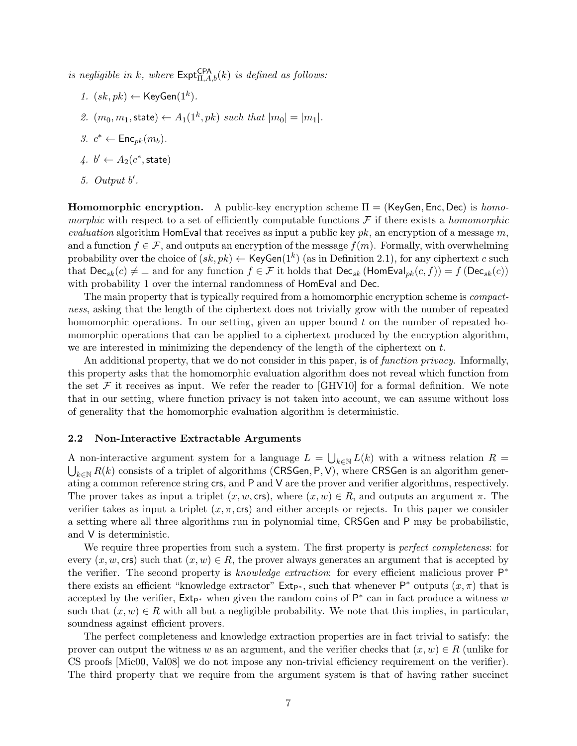*is negligible in $k$, where $\mathsf{Expt}^{\mathsf{CPA}}_{\Pi,A,b}(k)$ is defined as follows:*

1. $(sk, pk) \leftarrow \mathsf{KeyGen}(1^k)$.
2. $(m_0, m_1, \mathsf{state}) \leftarrow A_1(1^k, pk)$ *such that* $|m_0| = |m_1|$.
3. $c^* \leftarrow \mathsf{Enc}_{pk}(m_b)$.
4. $b' \leftarrow A_2(c^*, \mathsf{state})$
5. *Output* $b'$.

**Homomorphic encryption.** A public-key encryption scheme $\Pi = (\mathsf{KeyGen}, \mathsf{Enc}, \mathsf{Dec})$ is *homomorphic* with respect to a set of efficiently computable functions $\mathcal{F}$ if there exists a *homomorphic evaluation* algorithm $\mathsf{HomEval}$ that receives as input a public key $pk$, an encryption of a message $m$, and a function $f \in \mathcal{F}$, and outputs an encryption of the message $f(m)$. Formally, with overwhelming probability over the choice of $(sk, pk) \leftarrow \mathsf{KeyGen}(1^k)$ (as in Definition 2.1), for any ciphertext $c$ such that $\mathsf{Dec}_{sk}(c) \neq \perp$ and for any function $f \in \mathcal{F}$ it holds that $\mathsf{Dec}_{sk}\left(\mathsf{HomEval}_{pk}(c, f)\right) = f\left(\mathsf{Dec}_{sk}(c)\right)$ with probability 1 over the internal randomness of $\mathsf{HomEval}$ and $\mathsf{Dec}$.

The main property that is typically required from a homomorphic encryption scheme is *compactness*, asking that the length of the ciphertext does not trivially grow with the number of repeated homomorphic operations. In our setting, given an upper bound $t$ on the number of repeated homomorphic operations that can be applied to a ciphertext produced by the encryption algorithm, we are interested in minimizing the dependency of the length of the ciphertext on $t$.

An additional property, that we do not consider in this paper, is of *function privacy*. Informally, this property asks that the homomorphic evaluation algorithm does not reveal which function from the set $\mathcal{F}$ it receives as input. We refer the reader to [GHV10] for a formal definition. We note that in our setting, where function privacy is not taken into account, we can assume without loss of generality that the homomorphic evaluation algorithm is deterministic.

### 2.2 Non-Interactive Extractable Arguments

A non-interactive argument system for a language $L = \bigcup_{k \in \mathbb{N}} L(k)$ with a witness relation $R = \bigcup_{k \in \mathbb{N}} R(k)$ consists of a triplet of algorithms $(\mathsf{CRSGen}, \mathsf{P}, \mathsf{V})$, where $\mathsf{CRSGen}$ is an algorithm generating a common reference string $\mathsf{crs}$, and $\mathsf{P}$ and $\mathsf{V}$ are the prover and verifier algorithms, respectively. The prover takes as input a triplet $(x, w, \mathsf{crs})$, where $(x, w) \in R$, and outputs an argument $\pi$. The verifier takes as input a triplet $(x, \pi, \mathsf{crs})$ and either accepts or rejects. In this paper we consider a setting where all three algorithms run in polynomial time, $\mathsf{CRSGen}$ and $\mathsf{P}$ may be probabilistic, and $\mathsf{V}$ is deterministic.

We require three properties from such a system. The first property is *perfect completeness*: for every $(x, w, \mathsf{crs})$ such that $(x, w) \in R$, the prover always generates an argument that is accepted by the verifier. The second property is *knowledge extraction*: for every efficient malicious prover $\mathsf{P}^*$ there exists an efficient "knowledge extractor" $\mathsf{Ext}_{\mathsf{P}^*}$, such that whenever $\mathsf{P}^*$ outputs $(x, \pi)$ that is accepted by the verifier, $\mathsf{Ext}_{\mathsf{P}^*}$ when given the random coins of $\mathsf{P}^*$ can in fact produce a witness $w$ such that $(x, w) \in R$ with all but a negligible probability. We note that this implies, in particular, soundness against efficient provers.

The perfect completeness and knowledge extraction properties are in fact trivial to satisfy: the prover can output the witness $w$ as an argument, and the verifier checks that $(x, w) \in R$ (unlike for CS proofs [Mic00, Val08] we do not impose any non-trivial efficiency requirement on the verifier). The third property that we require from the argument system is that of having rather succinct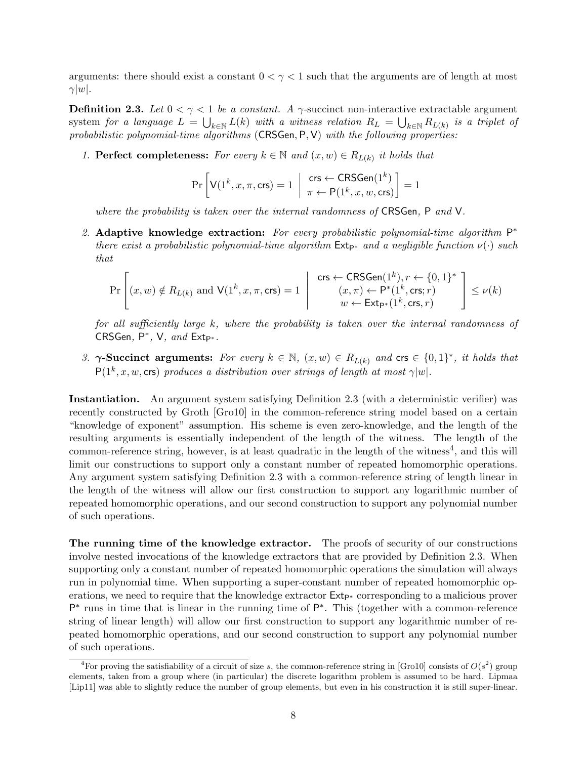arguments: there should exist a constant $0 < \gamma < 1$ such that the arguments are of length at most $\gamma|w|$.

**Definition 2.3.** *Let $0 < \gamma < 1$ be a constant. A* $\gamma$-succinct non-interactive extractable argument system *for a language $L = \bigcup_{k \in \mathbb{N}} L(k)$ with a witness relation $R_L = \bigcup_{k \in \mathbb{N}} R_{L(k)}$ is a triplet of probabilistic polynomial-time algorithms $(\mathsf{CRSGen}, \mathsf{P}, \mathsf{V})$ with the following properties:*

1. **Perfect completeness:** *For every $k \in \mathbb{N}$ and $(x, w) \in R_{L(k)}$ it holds that*

$$\Pr\left[\mathsf{V}(1^k, x, \pi, \mathsf{crs}) = 1 \;\middle|\; \begin{array}{c} \mathsf{crs} \leftarrow \mathsf{CRSGen}(1^k) \\ \pi \leftarrow \mathsf{P}(1^k, x, w, \mathsf{crs}) \end{array}\right] = 1$$

   *where the probability is taken over the internal randomness of* $\mathsf{CRSGen}$*,* $\mathsf{P}$ *and* $\mathsf{V}$.

2. **Adaptive knowledge extraction:** *For every probabilistic polynomial-time algorithm $\mathsf{P}^*$ there exist a probabilistic polynomial-time algorithm $\mathsf{Ext}_{\mathsf{P}^*}$ and a negligible function $\nu(\cdot)$ such that*

$$\Pr\left[(x, w) \notin R_{L(k)} \text{ and } \mathsf{V}(1^k, x, \pi, \mathsf{crs}) = 1 \;\middle|\; \begin{array}{c} \mathsf{crs} \leftarrow \mathsf{CRSGen}(1^k), r \leftarrow \{0,1\}^* \\ (x, \pi) \leftarrow \mathsf{P}^*(1^k, \mathsf{crs}; r) \\ w \leftarrow \mathsf{Ext}_{\mathsf{P}^*}(1^k, \mathsf{crs}, r) \end{array}\right] \leq \nu(k)$$

   *for all sufficiently large $k$, where the probability is taken over the internal randomness of* $\mathsf{CRSGen}$*,* $\mathsf{P}^*$*,* $\mathsf{V}$*, and* $\mathsf{Ext}_{\mathsf{P}^*}$.

3. **$\gamma$-Succinct arguments:** *For every $k \in \mathbb{N}$, $(x, w) \in R_{L(k)}$ and $\mathsf{crs} \in \{0,1\}^*$, it holds that $\mathsf{P}(1^k, x, w, \mathsf{crs})$ produces a distribution over strings of length at most $\gamma|w|$.*

**Instantiation.** An argument system satisfying Definition 2.3 (with a deterministic verifier) was recently constructed by Groth [Gro10] in the common-reference string model based on a certain "knowledge of exponent" assumption. His scheme is even zero-knowledge, and the length of the resulting arguments is essentially independent of the length of the witness. The length of the common-reference string, however, is at least quadratic in the length of the witness[4], and this will limit our constructions to support only a constant number of repeated homomorphic operations. Any argument system satisfying Definition 2.3 with a common-reference string of length linear in the length of the witness will allow our first construction to support any logarithmic number of repeated homomorphic operations, and our second construction to support any polynomial number of such operations.

**The running time of the knowledge extractor.** The proofs of security of our constructions involve nested invocations of the knowledge extractors that are provided by Definition 2.3. When supporting only a constant number of repeated homomorphic operations the simulation will always run in polynomial time. When supporting a super-constant number of repeated homomorphic operations, we need to require that the knowledge extractor $\mathsf{Ext}_{\mathsf{P}^*}$ corresponding to a malicious prover $\mathsf{P}^*$ runs in time that is linear in the running time of $\mathsf{P}^*$. This (together with a common-reference string of linear length) will allow our first construction to support any logarithmic number of repeated homomorphic operations, and our second construction to support any polynomial number of such operations.

---

[4] For proving the satisfiability of a circuit of size $s$, the common-reference string in [Gro10] consists of $O(s^2)$ group elements, taken from a group where (in particular) the discrete logarithm problem is assumed to be hard. Lipmaa [Lip11] was able to slightly reduce the number of group elements, but even in his construction it is still super-linear.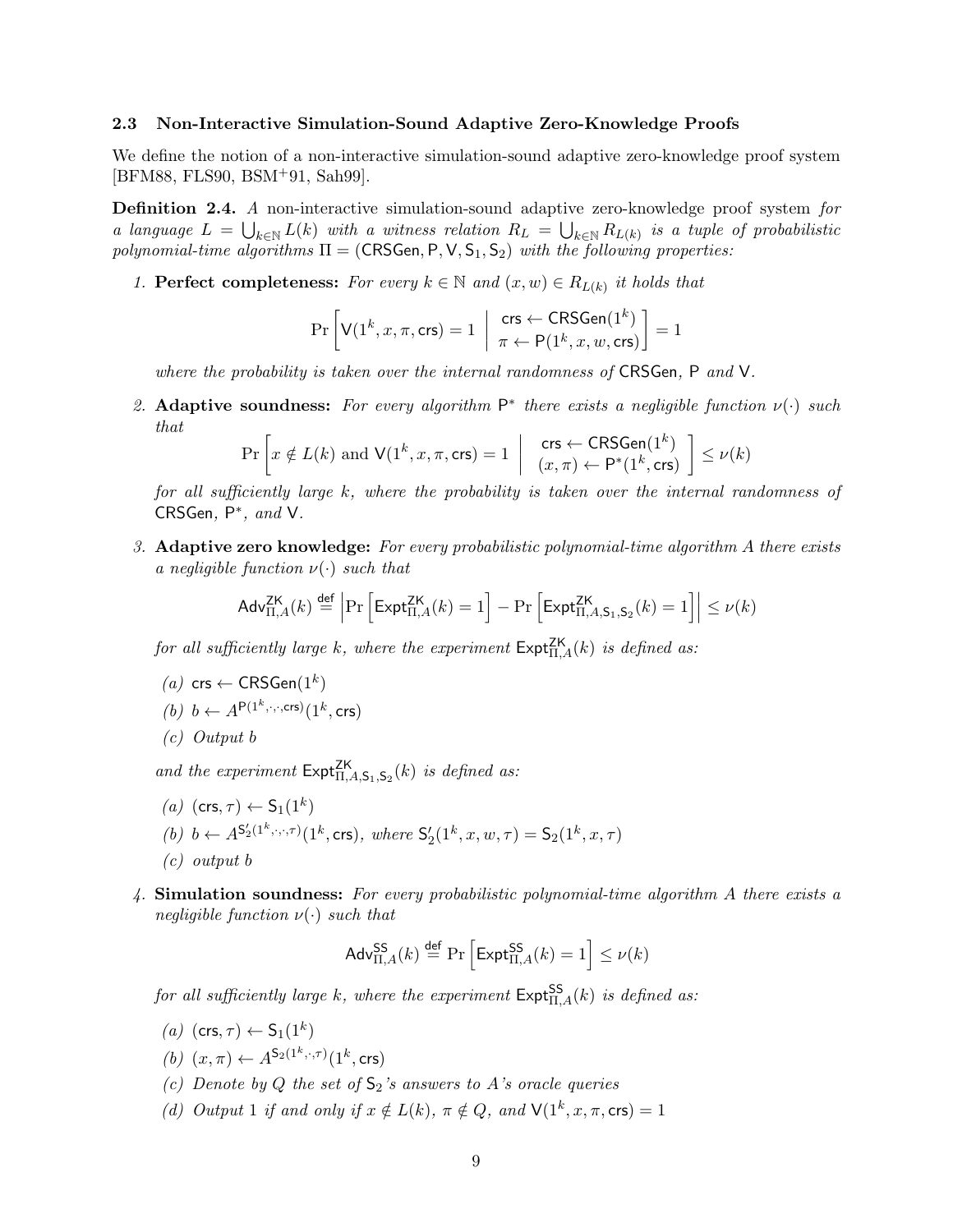### 2.3 Non-Interactive Simulation-Sound Adaptive Zero-Knowledge Proofs

We define the notion of a non-interactive simulation-sound adaptive zero-knowledge proof system [BFM88, FLS90, BSM+91, Sah99].

**Definition 2.4.** *A* non-interactive simulation-sound adaptive zero-knowledge proof system *for a language $L = \bigcup_{k \in \mathbb{N}} L(k)$ with a witness relation $R_L = \bigcup_{k \in \mathbb{N}} R_{L(k)}$ is a tuple of probabilistic polynomial-time algorithms $\Pi = (\mathsf{CRSGen}, \mathsf{P}, \mathsf{V}, \mathsf{S}_1, \mathsf{S}_2)$ with the following properties:*

1. **Perfect completeness:** *For every $k \in \mathbb{N}$ and $(x, w) \in R_{L(k)}$ it holds that*

$$\Pr\left[\mathsf{V}(1^k, x, \pi, \mathsf{crs}) = 1 \;\middle|\; \begin{array}{c} \mathsf{crs} \leftarrow \mathsf{CRSGen}(1^k) \\ \pi \leftarrow \mathsf{P}(1^k, x, w, \mathsf{crs}) \end{array}\right] = 1$$

*where the probability is taken over the internal randomness of* $\mathsf{CRSGen}$*,* $\mathsf{P}$ *and* $\mathsf{V}$*.*

2. **Adaptive soundness:** *For every algorithm $\mathsf{P}^*$ there exists a negligible function $\nu(\cdot)$ such that*

$$\Pr\left[x \notin L(k) \text{ and } \mathsf{V}(1^k, x, \pi, \mathsf{crs}) = 1 \;\middle|\; \begin{array}{c} \mathsf{crs} \leftarrow \mathsf{CRSGen}(1^k) \\ (x, \pi) \leftarrow \mathsf{P}^*(1^k, \mathsf{crs}) \end{array}\right] \leq \nu(k)$$

*for all sufficiently large $k$, where the probability is taken over the internal randomness of* $\mathsf{CRSGen}$*,* $\mathsf{P}^*$*, and* $\mathsf{V}$*.*

3. **Adaptive zero knowledge:** *For every probabilistic polynomial-time algorithm $A$ there exists a negligible function $\nu(\cdot)$ such that*

$$\mathsf{Adv}^{\mathsf{ZK}}_{\Pi, A}(k) \stackrel{\mathsf{def}}{=} \left|\Pr\left[\mathsf{Expt}^{\mathsf{ZK}}_{\Pi, A}(k) = 1\right] - \Pr\left[\mathsf{Expt}^{\mathsf{ZK}}_{\Pi, A, \mathsf{S}_1, \mathsf{S}_2}(k) = 1\right]\right| \leq \nu(k)$$

*for all sufficiently large $k$, where the experiment $\mathsf{Expt}^{\mathsf{ZK}}_{\Pi, A}(k)$ is defined as:*

   (a) $\mathsf{crs} \leftarrow \mathsf{CRSGen}(1^k)$

   (b) $b \leftarrow A^{\mathsf{P}(1^k, \cdot, \cdot, \mathsf{crs})}(1^k, \mathsf{crs})$

   (c) *Output $b$*

*and the experiment $\mathsf{Expt}^{\mathsf{ZK}}_{\Pi, A, \mathsf{S}_1, \mathsf{S}_2}(k)$ is defined as:*

   (a) $(\mathsf{crs}, \tau) \leftarrow \mathsf{S}_1(1^k)$

   (b) $b \leftarrow A^{\mathsf{S}'_2(1^k, \cdot, \cdot, \tau)}(1^k, \mathsf{crs})$*, where* $\mathsf{S}'_2(1^k, x, w, \tau) = \mathsf{S}_2(1^k, x, \tau)$

   (c) *output $b$*

4. **Simulation soundness:** *For every probabilistic polynomial-time algorithm $A$ there exists a negligible function $\nu(\cdot)$ such that*

$$\mathsf{Adv}^{\mathsf{SS}}_{\Pi, A}(k) \stackrel{\mathsf{def}}{=} \Pr\left[\mathsf{Expt}^{\mathsf{SS}}_{\Pi, A}(k) = 1\right] \leq \nu(k)$$

*for all sufficiently large $k$, where the experiment $\mathsf{Expt}^{\mathsf{SS}}_{\Pi, A}(k)$ is defined as:*

   (a) $(\mathsf{crs}, \tau) \leftarrow \mathsf{S}_1(1^k)$

   (b) $(x, \pi) \leftarrow A^{\mathsf{S}_2(1^k, \cdot, \tau)}(1^k, \mathsf{crs})$

   (c) *Denote by $Q$ the set of $\mathsf{S}_2$'s answers to $A$'s oracle queries*

   (d) *Output 1 if and only if $x \notin L(k)$, $\pi \notin Q$, and $\mathsf{V}(1^k, x, \pi, \mathsf{crs}) = 1$*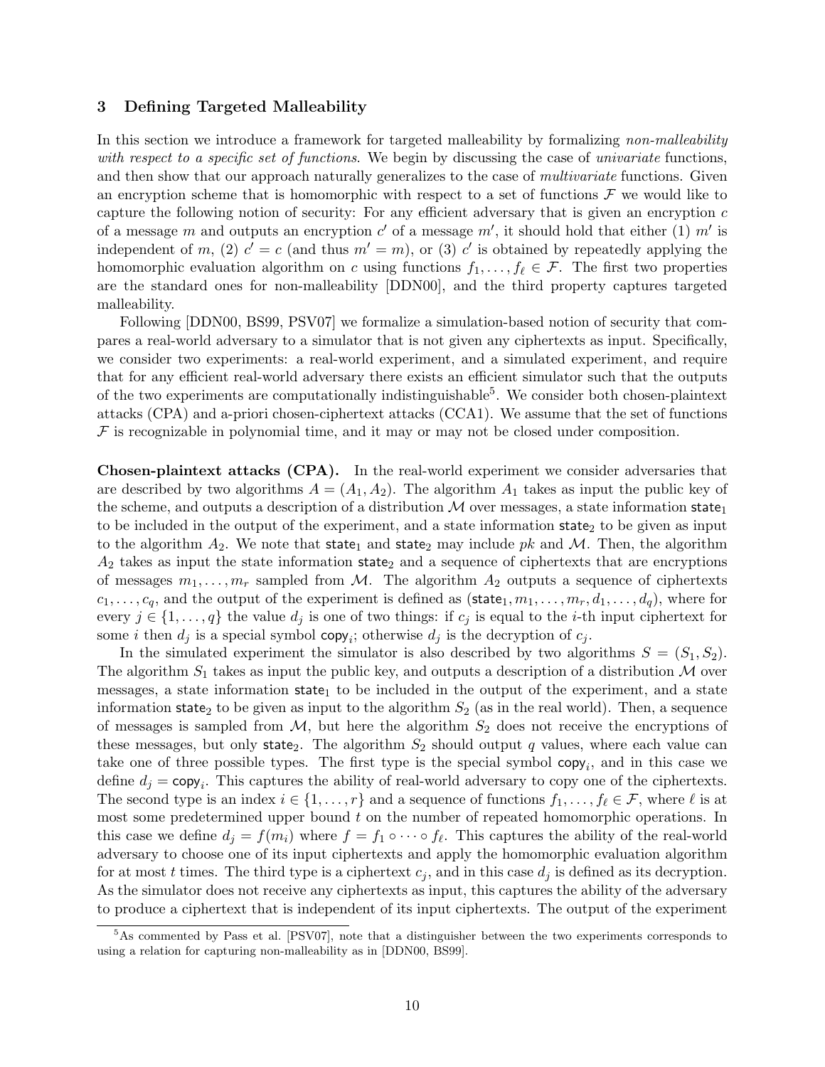## 3 Defining Targeted Malleability

In this section we introduce a framework for targeted malleability by formalizing *non-malleability with respect to a specific set of functions*. We begin by discussing the case of *univariate* functions, and then show that our approach naturally generalizes to the case of *multivariate* functions. Given an encryption scheme that is homomorphic with respect to a set of functions $\mathcal{F}$ we would like to capture the following notion of security: For any efficient adversary that is given an encryption $c$ of a message $m$ and outputs an encryption $c'$ of a message $m'$, it should hold that either (1) $m'$ is independent of $m$, (2) $c' = c$ (and thus $m' = m$), or (3) $c'$ is obtained by repeatedly applying the homomorphic evaluation algorithm on $c$ using functions $f_1, \ldots, f_\ell \in \mathcal{F}$. The first two properties are the standard ones for non-malleability [DDN00], and the third property captures targeted malleability.

Following [DDN00, BS99, PSV07] we formalize a simulation-based notion of security that compares a real-world adversary to a simulator that is not given any ciphertexts as input. Specifically, we consider two experiments: a real-world experiment, and a simulated experiment, and require that for any efficient real-world adversary there exists an efficient simulator such that the outputs of the two experiments are computationally indistinguishable[5]. We consider both chosen-plaintext attacks (CPA) and a-priori chosen-ciphertext attacks (CCA1). We assume that the set of functions $\mathcal{F}$ is recognizable in polynomial time, and it may or may not be closed under composition.

**Chosen-plaintext attacks (CPA).** In the real-world experiment we consider adversaries that are described by two algorithms $A = (A_1, A_2)$. The algorithm $A_1$ takes as input the public key of the scheme, and outputs a description of a distribution $\mathcal{M}$ over messages, a state information $\mathsf{state}_1$ to be included in the output of the experiment, and a state information $\mathsf{state}_2$ to be given as input to the algorithm $A_2$. We note that $\mathsf{state}_1$ and $\mathsf{state}_2$ may include $pk$ and $\mathcal{M}$. Then, the algorithm $A_2$ takes as input the state information $\mathsf{state}_2$ and a sequence of ciphertexts that are encryptions of messages $m_1, \ldots, m_r$ sampled from $\mathcal{M}$. The algorithm $A_2$ outputs a sequence of ciphertexts $c_1, \ldots, c_q$, and the output of the experiment is defined as $(\mathsf{state}_1, m_1, \ldots, m_r, d_1, \ldots, d_q)$, where for every $j \in \{1, \ldots, q\}$ the value $d_j$ is one of two things: if $c_j$ is equal to the $i$-th input ciphertext for some $i$ then $d_j$ is a special symbol $\mathsf{copy}_i$; otherwise $d_j$ is the decryption of $c_j$.

In the simulated experiment the simulator is also described by two algorithms $S = (S_1, S_2)$. The algorithm $S_1$ takes as input the public key, and outputs a description of a distribution $\mathcal{M}$ over messages, a state information $\mathsf{state}_1$ to be included in the output of the experiment, and a state information $\mathsf{state}_2$ to be given as input to the algorithm $S_2$ (as in the real world). Then, a sequence of messages is sampled from $\mathcal{M}$, but here the algorithm $S_2$ does not receive the encryptions of these messages, but only $\mathsf{state}_2$. The algorithm $S_2$ should output $q$ values, where each value can take one of three possible types. The first type is the special symbol $\mathsf{copy}_i$, and in this case we define $d_j = \mathsf{copy}_i$. This captures the ability of real-world adversary to copy one of the ciphertexts. The second type is an index $i \in \{1, \ldots, r\}$ and a sequence of functions $f_1, \ldots, f_\ell \in \mathcal{F}$, where $\ell$ is at most some predetermined upper bound $t$ on the number of repeated homomorphic operations. In this case we define $d_j = f(m_i)$ where $f = f_1 \circ \cdots \circ f_\ell$. This captures the ability of the real-world adversary to choose one of its input ciphertexts and apply the homomorphic evaluation algorithm for at most $t$ times. The third type is a ciphertext $c_j$, and in this case $d_j$ is defined as its decryption. As the simulator does not receive any ciphertexts as input, this captures the ability of the adversary to produce a ciphertext that is independent of its input ciphertexts. The output of the experiment

[5] As commented by Pass et al. [PSV07], note that a distinguisher between the two experiments corresponds to using a relation for capturing non-malleability as in [DDN00, BS99].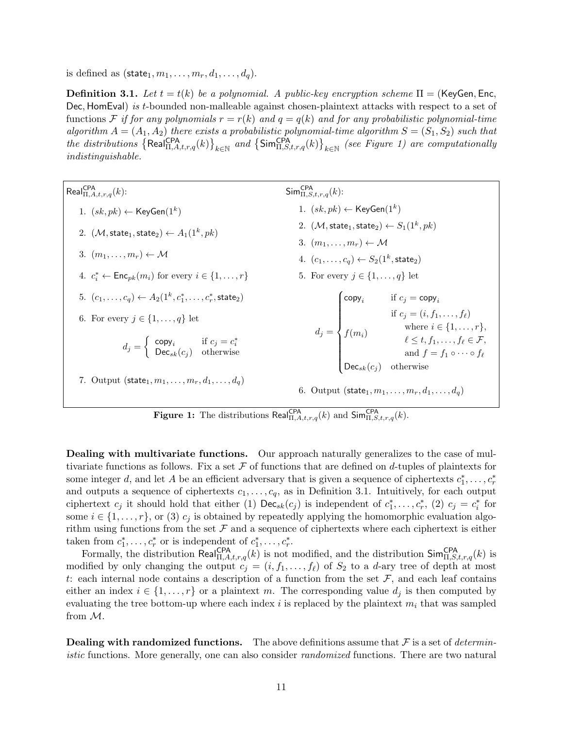is defined as $(\mathsf{state}_1, m_1, \ldots, m_r, d_1, \ldots, d_q)$.

**Definition 3.1.** *Let $t = t(k)$ be a polynomial. A public-key encryption scheme $\Pi = (\mathsf{KeyGen}, \mathsf{Enc}, \mathsf{Dec}, \mathsf{HomEval})$ is t-bounded non-malleable against chosen-plaintext attacks with respect to a set of functions $\mathcal{F}$ if for any polynomials $r = r(k)$ and $q = q(k)$ and for any probabilistic polynomial-time algorithm $A = (A_1, A_2)$ there exists a probabilistic polynomial-time algorithm $S = (S_1, S_2)$ such that the distributions $\left\{\mathsf{Real}^{\mathsf{CPA}}_{\Pi,A,t,r,q}(k)\right\}_{k\in\mathbb{N}}$ and $\left\{\mathsf{Sim}^{\mathsf{CPA}}_{\Pi,S,t,r,q}(k)\right\}_{k\in\mathbb{N}}$ (see Figure 1) are computationally indistinguishable.*

$\mathsf{Real}^{\mathsf{CPA}}_{\Pi,A,t,r,q}(k)$:

1. $(sk, pk) \leftarrow \mathsf{KeyGen}(1^k)$
2. $(\mathcal{M}, \mathsf{state}_1, \mathsf{state}_2) \leftarrow A_1(1^k, pk)$
3. $(m_1, \ldots, m_r) \leftarrow \mathcal{M}$
4. $c_i^* \leftarrow \mathsf{Enc}_{pk}(m_i)$ for every $i \in \{1, \ldots, r\}$
5. $(c_1, \ldots, c_q) \leftarrow A_2(1^k, c_1^*, \ldots, c_r^*, \mathsf{state}_2)$
6. For every $j \in \{1, \ldots, q\}$ let
$$d_j = \begin{cases} \mathsf{copy}_i & \text{if } c_j = c_i^* \\ \mathsf{Dec}_{sk}(c_j) & \text{otherwise} \end{cases}$$
7. Output $(\mathsf{state}_1, m_1, \ldots, m_r, d_1, \ldots, d_q)$

$\mathsf{Sim}^{\mathsf{CPA}}_{\Pi,S,t,r,q}(k)$:

1. $(sk, pk) \leftarrow \mathsf{KeyGen}(1^k)$
2. $(\mathcal{M}, \mathsf{state}_1, \mathsf{state}_2) \leftarrow S_1(1^k, pk)$
3. $(m_1, \ldots, m_r) \leftarrow \mathcal{M}$
4. $(c_1, \ldots, c_q) \leftarrow S_2(1^k, \mathsf{state}_2)$
5. For every $j \in \{1, \ldots, q\}$ let
$$d_j = \begin{cases} \mathsf{copy}_i & \text{if } c_j = \mathsf{copy}_i \\ f(m_i) & \text{if } c_j = (i, f_1, \ldots, f_\ell) \text{ where } i \in \{1, \ldots, r\}, \ \ell \leq t, f_1, \ldots, f_\ell \in \mathcal{F}, \text{ and } f = f_1 \circ \cdots \circ f_\ell \\ \mathsf{Dec}_{sk}(c_j) & \text{otherwise} \end{cases}$$
6. Output $(\mathsf{state}_1, m_1, \ldots, m_r, d_1, \ldots, d_q)$

**Figure 1:** The distributions $\mathsf{Real}^{\mathsf{CPA}}_{\Pi,A,t,r,q}(k)$ and $\mathsf{Sim}^{\mathsf{CPA}}_{\Pi,S,t,r,q}(k)$.

**Dealing with multivariate functions.** Our approach naturally generalizes to the case of multivariate functions as follows. Fix a set $\mathcal{F}$ of functions that are defined on $d$-tuples of plaintexts for some integer $d$, and let $A$ be an efficient adversary that is given a sequence of ciphertexts $c_1^*, \ldots, c_r^*$ and outputs a sequence of ciphertexts $c_1, \ldots, c_q$, as in Definition 3.1. Intuitively, for each output ciphertext $c_j$ it should hold that either (1) $\mathsf{Dec}_{sk}(c_j)$ is independent of $c_1^*, \ldots, c_r^*$, (2) $c_j = c_i^*$ for some $i \in \{1, \ldots, r\}$, or (3) $c_j$ is obtained by repeatedly applying the homomorphic evaluation algorithm using functions from the set $\mathcal{F}$ and a sequence of ciphertexts where each ciphertext is either taken from $c_1^*, \ldots, c_r^*$ or is independent of $c_1^*, \ldots, c_r^*$.

Formally, the distribution $\mathsf{Real}^{\mathsf{CPA}}_{\Pi,A,t,r,q}(k)$ is not modified, and the distribution $\mathsf{Sim}^{\mathsf{CPA}}_{\Pi,S,t,r,q}(k)$ is modified by only changing the output $c_j = (i, f_1, \ldots, f_\ell)$ of $S_2$ to a $d$-ary tree of depth at most $t$: each internal node contains a description of a function from the set $\mathcal{F}$, and each leaf contains either an index $i \in \{1, \ldots, r\}$ or a plaintext $m$. The corresponding value $d_j$ is then computed by evaluating the tree bottom-up where each index $i$ is replaced by the plaintext $m_i$ that was sampled from $\mathcal{M}$.

**Dealing with randomized functions.** The above definitions assume that $\mathcal{F}$ is a set of *deterministic* functions. More generally, one can also consider *randomized* functions. There are two natural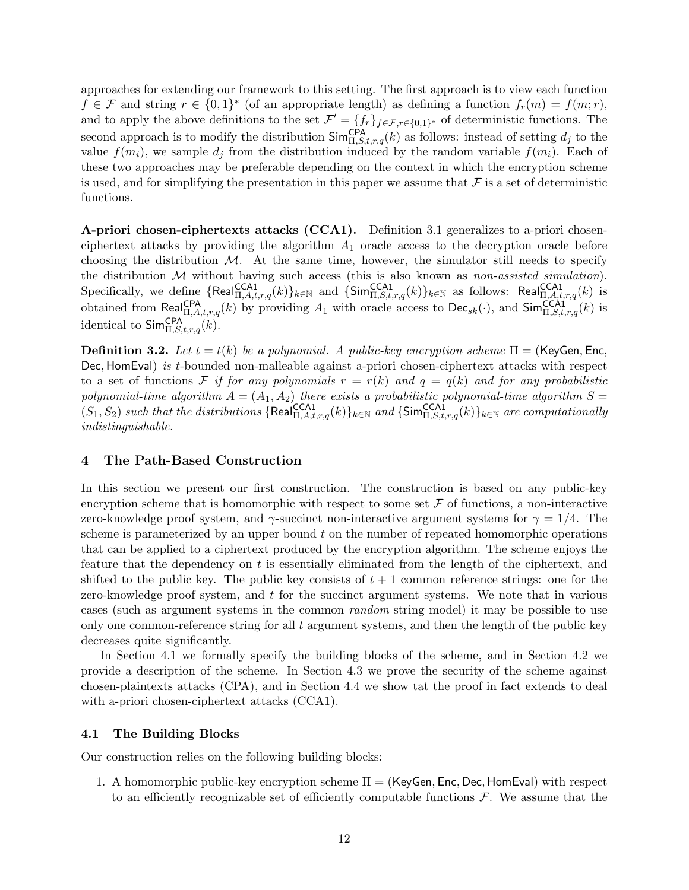approaches for extending our framework to this setting. The first approach is to view each function $f \in \mathcal{F}$ and string $r \in \{0,1\}^*$ (of an appropriate length) as defining a function $f_r(m) = f(m; r)$, and to apply the above definitions to the set $\mathcal{F}' = \{f_r\}_{f \in \mathcal{F}, r \in \{0,1\}^*}$ of deterministic functions. The second approach is to modify the distribution $\mathsf{Sim}^{\mathsf{CPA}}_{\Pi,S,t,r,q}(k)$ as follows: instead of setting $d_j$ to the value $f(m_i)$, we sample $d_j$ from the distribution induced by the random variable $f(m_i)$. Each of these two approaches may be preferable depending on the context in which the encryption scheme is used, and for simplifying the presentation in this paper we assume that $\mathcal{F}$ is a set of deterministic functions.

**A-priori chosen-ciphertexts attacks (CCA1).** Definition 3.1 generalizes to a-priori chosen-ciphertext attacks by providing the algorithm $A_1$ oracle access to the decryption oracle before choosing the distribution $\mathcal{M}$. At the same time, however, the simulator still needs to specify the distribution $\mathcal{M}$ without having such access (this is also known as *non-assisted simulation*). Specifically, we define $\{\mathsf{Real}^{\mathsf{CCA1}}_{\Pi,A,t,r,q}(k)\}_{k \in \mathbb{N}}$ and $\{\mathsf{Sim}^{\mathsf{CCA1}}_{\Pi,S,t,r,q}(k)\}_{k \in \mathbb{N}}$ as follows: $\mathsf{Real}^{\mathsf{CCA1}}_{\Pi,A,t,r,q}(k)$ is obtained from $\mathsf{Real}^{\mathsf{CPA}}_{\Pi,A,t,r,q}(k)$ by providing $A_1$ with oracle access to $\mathsf{Dec}_{sk}(\cdot)$, and $\mathsf{Sim}^{\mathsf{CCA1}}_{\Pi,S,t,r,q}(k)$ is identical to $\mathsf{Sim}^{\mathsf{CPA}}_{\Pi,S,t,r,q}(k)$.

**Definition 3.2.** *Let $t = t(k)$ be a polynomial. A public-key encryption scheme $\Pi = (\mathsf{KeyGen}, \mathsf{Enc}, \mathsf{Dec}, \mathsf{HomEval})$ is $t$-bounded non-malleable against a-priori chosen-ciphertext attacks with respect to a set of functions $\mathcal{F}$ if for any polynomials $r = r(k)$ and $q = q(k)$ and for any probabilistic polynomial-time algorithm $A = (A_1, A_2)$ there exists a probabilistic polynomial-time algorithm $S = (S_1, S_2)$ such that the distributions $\{\mathsf{Real}^{\mathsf{CCA1}}_{\Pi,A,t,r,q}(k)\}_{k \in \mathbb{N}}$ and $\{\mathsf{Sim}^{\mathsf{CCA1}}_{\Pi,S,t,r,q}(k)\}_{k \in \mathbb{N}}$ are computationally indistinguishable.*

## 4 The Path-Based Construction

In this section we present our first construction. The construction is based on any public-key encryption scheme that is homomorphic with respect to some set $\mathcal{F}$ of functions, a non-interactive zero-knowledge proof system, and $\gamma$-succinct non-interactive argument systems for $\gamma = 1/4$. The scheme is parameterized by an upper bound $t$ on the number of repeated homomorphic operations that can be applied to a ciphertext produced by the encryption algorithm. The scheme enjoys the feature that the dependency on $t$ is essentially eliminated from the length of the ciphertext, and shifted to the public key. The public key consists of $t + 1$ common reference strings: one for the zero-knowledge proof system, and $t$ for the succinct argument systems. We note that in various cases (such as argument systems in the common *random* string model) it may be possible to use only one common-reference string for all $t$ argument systems, and then the length of the public key decreases quite significantly.

In Section 4.1 we formally specify the building blocks of the scheme, and in Section 4.2 we provide a description of the scheme. In Section 4.3 we prove the security of the scheme against chosen-plaintexts attacks (CPA), and in Section 4.4 we show tat the proof in fact extends to deal with a-priori chosen-ciphertext attacks (CCA1).

### 4.1 The Building Blocks

Our construction relies on the following building blocks:

1. A homomorphic public-key encryption scheme $\Pi = (\mathsf{KeyGen}, \mathsf{Enc}, \mathsf{Dec}, \mathsf{HomEval})$ with respect to an efficiently recognizable set of efficiently computable functions $\mathcal{F}$. We assume that the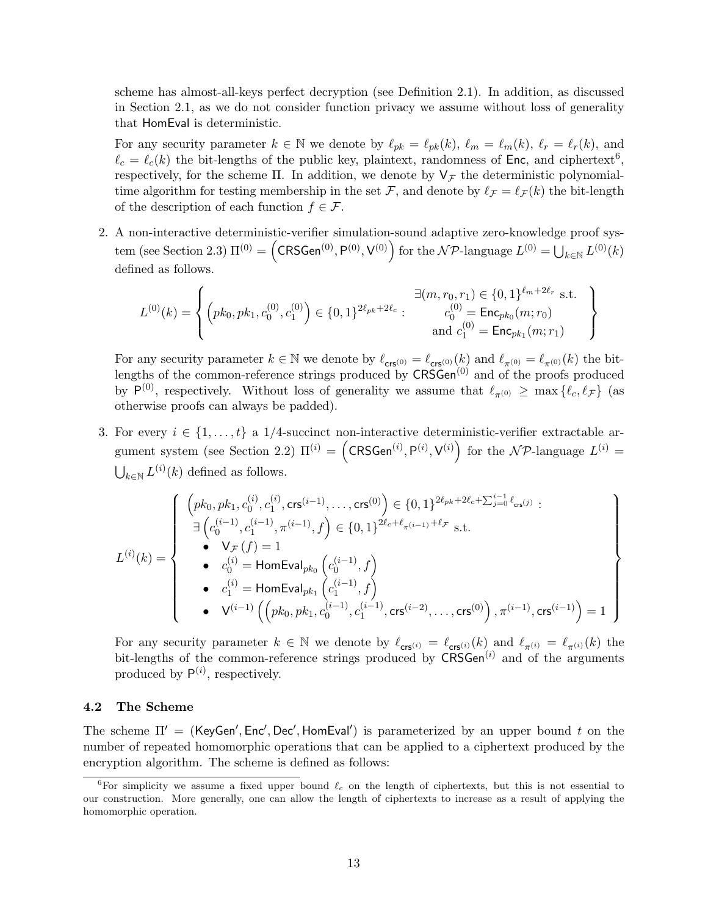scheme has almost-all-keys perfect decryption (see Definition 2.1). In addition, as discussed in Section 2.1, as we do not consider function privacy we assume without loss of generality that $\mathsf{HomEval}$ is deterministic.

For any security parameter $k \in \mathbb{N}$ we denote by $\ell_{pk} = \ell_{pk}(k)$, $\ell_m = \ell_m(k)$, $\ell_r = \ell_r(k)$, and $\ell_c = \ell_c(k)$ the bit-lengths of the public key, plaintext, randomness of $\mathsf{Enc}$, and ciphertext[6], respectively, for the scheme $\Pi$. In addition, we denote by $\mathsf{V}_{\mathcal{F}}$ the deterministic polynomial-time algorithm for testing membership in the set $\mathcal{F}$, and denote by $\ell_{\mathcal{F}} = \ell_{\mathcal{F}}(k)$ the bit-length of the description of each function $f \in \mathcal{F}$.

2. A non-interactive deterministic-verifier simulation-sound adaptive zero-knowledge proof system (see Section 2.3) $\Pi^{(0)} = \left(\mathsf{CRSGen}^{(0)}, \mathsf{P}^{(0)}, \mathsf{V}^{(0)}\right)$ for the $\mathcal{NP}$-language $L^{(0)} = \bigcup_{k \in \mathbb{N}} L^{(0)}(k)$ defined as follows.

$$
L^{(0)}(k) = \left\{ \left(pk_0, pk_1, c_0^{(0)}, c_1^{(0)}\right) \in \{0,1\}^{2\ell_{pk} + 2\ell_c} : \begin{array}{c} \exists (m, r_0, r_1) \in \{0,1\}^{\ell_m + 2\ell_r} \text{ s.t.} \\ c_0^{(0)} = \mathsf{Enc}_{pk_0}(m; r_0) \\ \text{and } c_1^{(0)} = \mathsf{Enc}_{pk_1}(m; r_1) \end{array} \right\}
$$

For any security parameter $k \in \mathbb{N}$ we denote by $\ell_{\mathsf{crs}^{(0)}} = \ell_{\mathsf{crs}^{(0)}}(k)$ and $\ell_{\pi^{(0)}} = \ell_{\pi^{(0)}}(k)$ the bit-lengths of the common-reference strings produced by $\mathsf{CRSGen}^{(0)}$ and of the proofs produced by $\mathsf{P}^{(0)}$, respectively. Without loss of generality we assume that $\ell_{\pi^{(0)}} \geq \max\{\ell_c, \ell_{\mathcal{F}}\}$ (as otherwise proofs can always be padded).

3. For every $i \in \{1, \ldots, t\}$ a 1/4-succinct non-interactive deterministic-verifier extractable argument system (see Section 2.2) $\Pi^{(i)} = \left(\mathsf{CRSGen}^{(i)}, \mathsf{P}^{(i)}, \mathsf{V}^{(i)}\right)$ for the $\mathcal{NP}$-language $L^{(i)} = \bigcup_{k \in \mathbb{N}} L^{(i)}(k)$ defined as follows.

$$
L^{(i)}(k) = \left\{ \begin{array}{l} \left(pk_0, pk_1, c_0^{(i)}, c_1^{(i)}, \mathsf{crs}^{(i-1)}, \ldots, \mathsf{crs}^{(0)}\right) \in \{0,1\}^{2\ell_{pk} + 2\ell_c + \sum_{j=0}^{i-1} \ell_{\mathsf{crs}^{(j)}}} : \\ \quad \exists \left(c_0^{(i-1)}, c_1^{(i-1)}, \pi^{(i-1)}, f\right) \in \{0,1\}^{2\ell_c + \ell_{\pi^{(i-1)}} + \ell_{\mathcal{F}}} \text{ s.t.} \\ \quad \bullet \ \mathsf{V}_{\mathcal{F}}(f) = 1 \\ \quad \bullet \ c_0^{(i)} = \mathsf{HomEval}_{pk_0}\left(c_0^{(i-1)}, f\right) \\ \quad \bullet \ c_1^{(i)} = \mathsf{HomEval}_{pk_1}\left(c_1^{(i-1)}, f\right) \\ \quad \bullet \ \mathsf{V}^{(i-1)}\left(\left(pk_0, pk_1, c_0^{(i-1)}, c_1^{(i-1)}, \mathsf{crs}^{(i-2)}, \ldots, \mathsf{crs}^{(0)}\right), \pi^{(i-1)}, \mathsf{crs}^{(i-1)}\right) = 1 \end{array} \right\}
$$

For any security parameter $k \in \mathbb{N}$ we denote by $\ell_{\mathsf{crs}^{(i)}} = \ell_{\mathsf{crs}^{(i)}}(k)$ and $\ell_{\pi^{(i)}} = \ell_{\pi^{(i)}}(k)$ the bit-lengths of the common-reference strings produced by $\mathsf{CRSGen}^{(i)}$ and of the arguments produced by $\mathsf{P}^{(i)}$, respectively.

### 4.2 The Scheme

The scheme $\Pi' = (\mathsf{KeyGen}', \mathsf{Enc}', \mathsf{Dec}', \mathsf{HomEval}')$ is parameterized by an upper bound $t$ on the number of repeated homomorphic operations that can be applied to a ciphertext produced by the encryption algorithm. The scheme is defined as follows:

[6] For simplicity we assume a fixed upper bound $\ell_c$ on the length of ciphertexts, but this is not essential to our construction. More generally, one can allow the length of ciphertexts to increase as a result of applying the homomorphic operation.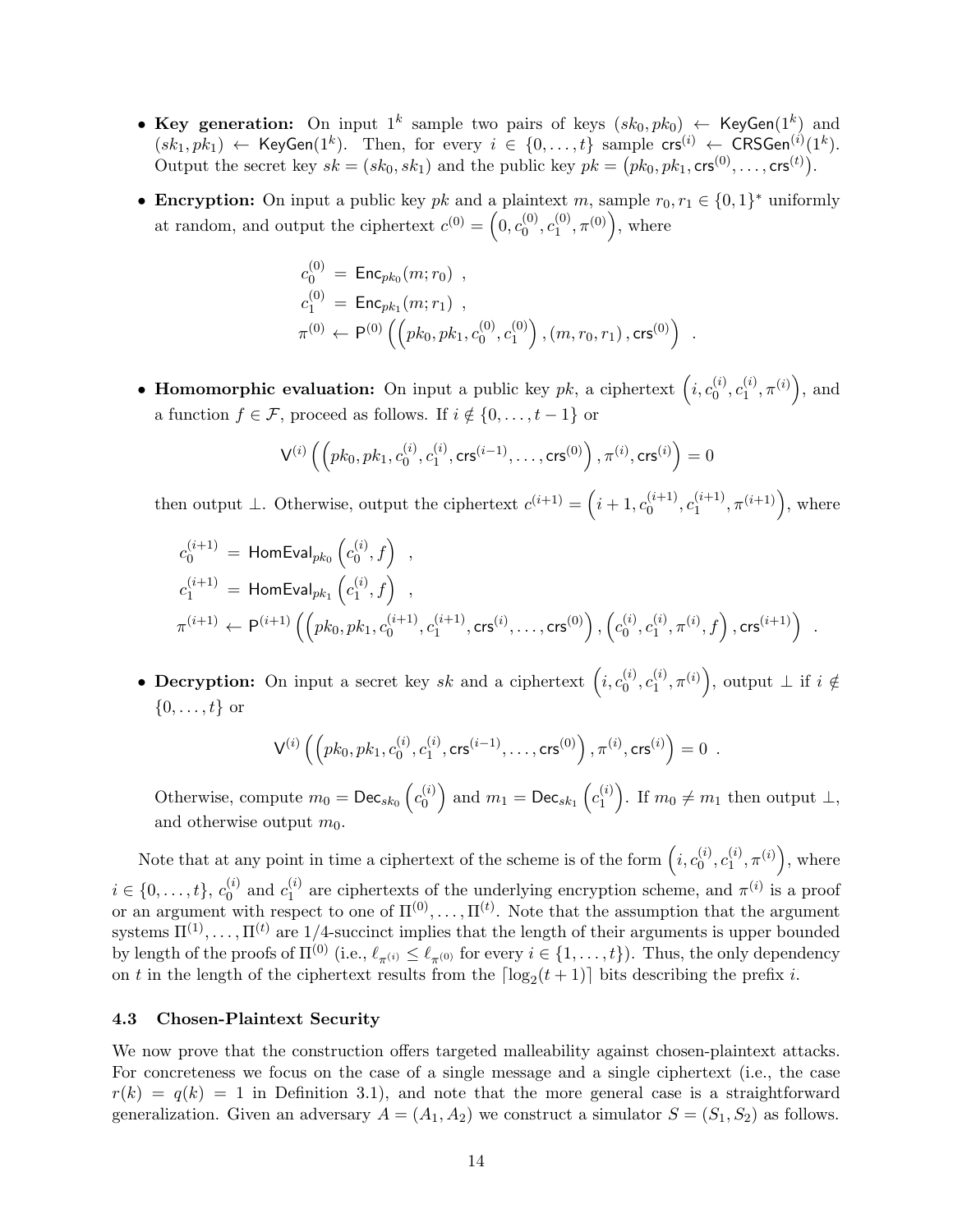- **Key generation:** On input $1^k$ sample two pairs of keys $(sk_0, pk_0) \leftarrow \mathsf{KeyGen}(1^k)$ and $(sk_1, pk_1) \leftarrow \mathsf{KeyGen}(1^k)$. Then, for every $i \in \{0, \ldots, t\}$ sample $\mathsf{crs}^{(i)} \leftarrow \mathsf{CRSGen}^{(i)}(1^k)$. Output the secret key $sk = (sk_0, sk_1)$ and the public key $pk = \left(pk_0, pk_1, \mathsf{crs}^{(0)}, \ldots, \mathsf{crs}^{(t)}\right)$.

- **Encryption:** On input a public key $pk$ and a plaintext $m$, sample $r_0, r_1 \in \{0,1\}^*$ uniformly at random, and output the ciphertext $c^{(0)} = \left(0, c_0^{(0)}, c_1^{(0)}, \pi^{(0)}\right)$, where

$$
\begin{aligned}
c_0^{(0)} &= \mathsf{Enc}_{pk_0}(m; r_0) \ , \\
c_1^{(0)} &= \mathsf{Enc}_{pk_1}(m; r_1) \ , \\
\pi^{(0)} &\leftarrow \mathsf{P}^{(0)}\left(\left(pk_0, pk_1, c_0^{(0)}, c_1^{(0)}\right), (m, r_0, r_1), \mathsf{crs}^{(0)}\right) \ .
\end{aligned}
$$

- **Homomorphic evaluation:** On input a public key $pk$, a ciphertext $\left(i, c_0^{(i)}, c_1^{(i)}, \pi^{(i)}\right)$, and a function $f \in \mathcal{F}$, proceed as follows. If $i \notin \{0, \ldots, t-1\}$ or

$$
\mathsf{V}^{(i)}\left(\left(pk_0, pk_1, c_0^{(i)}, c_1^{(i)}, \mathsf{crs}^{(i-1)}, \ldots, \mathsf{crs}^{(0)}\right), \pi^{(i)}, \mathsf{crs}^{(i)}\right) = 0
$$

then output $\perp$. Otherwise, output the ciphertext $c^{(i+1)} = \left(i+1, c_0^{(i+1)}, c_1^{(i+1)}, \pi^{(i+1)}\right)$, where

$$
\begin{aligned}
c_0^{(i+1)} &= \mathsf{HomEval}_{pk_0}\left(c_0^{(i)}, f\right) \ , \\
c_1^{(i+1)} &= \mathsf{HomEval}_{pk_1}\left(c_1^{(i)}, f\right) \ , \\
\pi^{(i+1)} &\leftarrow \mathsf{P}^{(i+1)}\left(\left(pk_0, pk_1, c_0^{(i+1)}, c_1^{(i+1)}, \mathsf{crs}^{(i)}, \ldots, \mathsf{crs}^{(0)}\right), \left(c_0^{(i)}, c_1^{(i)}, \pi^{(i)}, f\right), \mathsf{crs}^{(i+1)}\right) \ .
\end{aligned}
$$

- **Decryption:** On input a secret key $sk$ and a ciphertext $\left(i, c_0^{(i)}, c_1^{(i)}, \pi^{(i)}\right)$, output $\perp$ if $i \notin \{0, \ldots, t\}$ or

$$
\mathsf{V}^{(i)}\left(\left(pk_0, pk_1, c_0^{(i)}, c_1^{(i)}, \mathsf{crs}^{(i-1)}, \ldots, \mathsf{crs}^{(0)}\right), \pi^{(i)}, \mathsf{crs}^{(i)}\right) = 0 \ .
$$

Otherwise, compute $m_0 = \mathsf{Dec}_{sk_0}\left(c_0^{(i)}\right)$ and $m_1 = \mathsf{Dec}_{sk_1}\left(c_1^{(i)}\right)$. If $m_0 \neq m_1$ then output $\perp$, and otherwise output $m_0$.

Note that at any point in time a ciphertext of the scheme is of the form $\left(i, c_0^{(i)}, c_1^{(i)}, \pi^{(i)}\right)$, where $i \in \{0, \ldots, t\}$, $c_0^{(i)}$ and $c_1^{(i)}$ are ciphertexts of the underlying encryption scheme, and $\pi^{(i)}$ is a proof or an argument with respect to one of $\Pi^{(0)}, \ldots, \Pi^{(t)}$. Note that the assumption that the argument systems $\Pi^{(1)}, \ldots, \Pi^{(t)}$ are $1/4$-succinct implies that the length of their arguments is upper bounded by length of the proofs of $\Pi^{(0)}$ (i.e., $\ell_{\pi^{(i)}} \leq \ell_{\pi^{(0)}}$ for every $i \in \{1, \ldots, t\}$). Thus, the only dependency on $t$ in the length of the ciphertext results from the $\lceil \log_2(t+1) \rceil$ bits describing the prefix $i$.

### 4.3 Chosen-Plaintext Security

We now prove that the construction offers targeted malleability against chosen-plaintext attacks. For concreteness we focus on the case of a single message and a single ciphertext (i.e., the case $r(k) = q(k) = 1$ in Definition 3.1), and note that the more general case is a straightforward generalization. Given an adversary $A = (A_1, A_2)$ we construct a simulator $S = (S_1, S_2)$ as follows.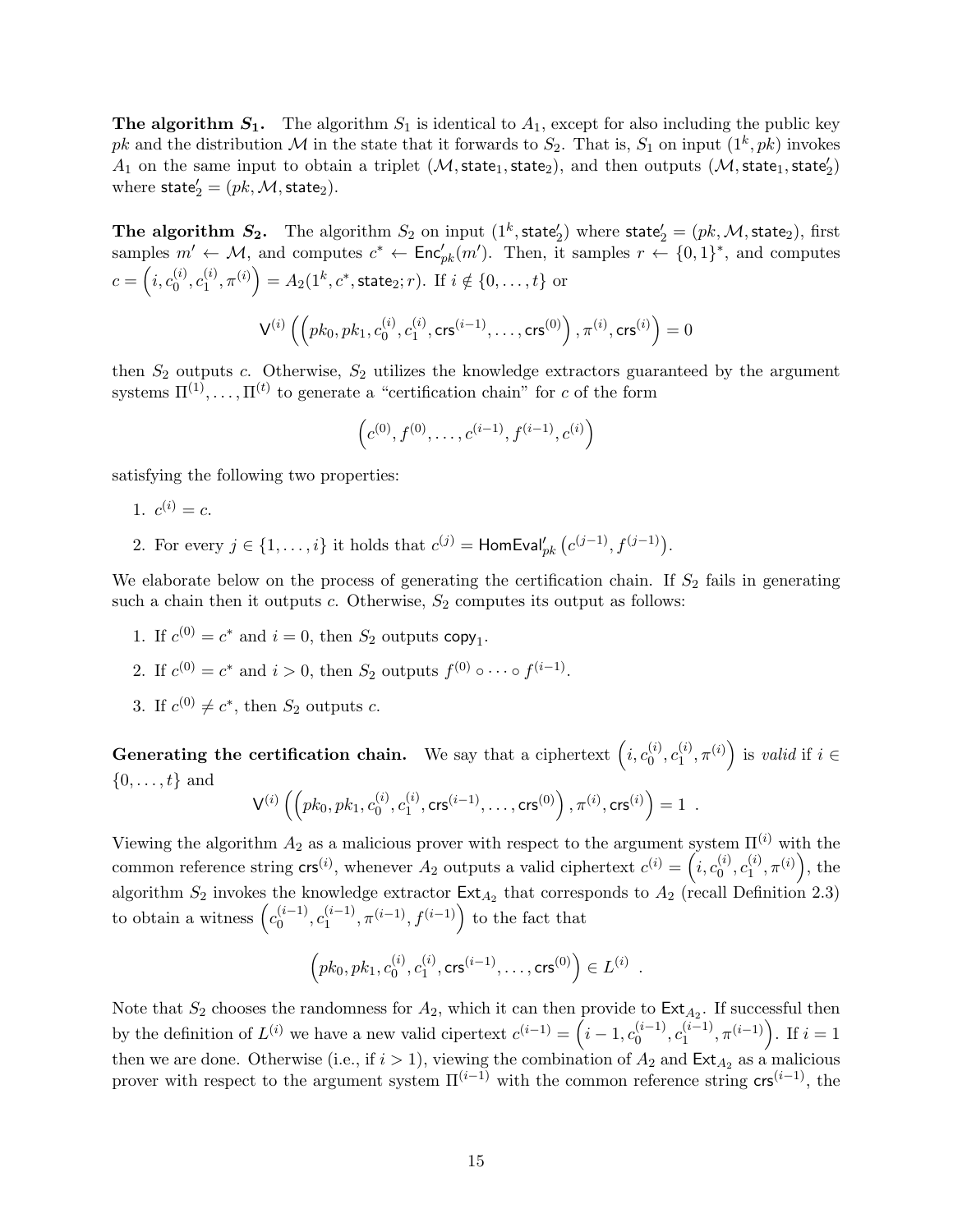**The algorithm $S_1$.** The algorithm $S_1$ is identical to $A_1$, except for also including the public key $pk$ and the distribution $\mathcal{M}$ in the state that it forwards to $S_2$. That is, $S_1$ on input $(1^k, pk)$ invokes $A_1$ on the same input to obtain a triplet $(\mathcal{M}, \mathsf{state}_1, \mathsf{state}_2)$, and then outputs $(\mathcal{M}, \mathsf{state}_1, \mathsf{state}_2')$ where $\mathsf{state}_2' = (pk, \mathcal{M}, \mathsf{state}_2)$.

**The algorithm $S_2$.** The algorithm $S_2$ on input $(1^k, \mathsf{state}_2')$ where $\mathsf{state}_2' = (pk, \mathcal{M}, \mathsf{state}_2)$, first samples $m' \leftarrow \mathcal{M}$, and computes $c^* \leftarrow \mathsf{Enc}'_{pk}(m')$. Then, it samples $r \leftarrow \{0,1\}^*$, and computes $c = \left(i, c_0^{(i)}, c_1^{(i)}, \pi^{(i)}\right) = A_2(1^k, c^*, \mathsf{state}_2; r)$. If $i \notin \{0, \ldots, t\}$ or

$$\mathsf{V}^{(i)}\left(\left(pk_0, pk_1, c_0^{(i)}, c_1^{(i)}, \mathsf{crs}^{(i-1)}, \ldots, \mathsf{crs}^{(0)}\right), \pi^{(i)}, \mathsf{crs}^{(i)}\right) = 0$$

then $S_2$ outputs $c$. Otherwise, $S_2$ utilizes the knowledge extractors guaranteed by the argument systems $\Pi^{(1)}, \ldots, \Pi^{(t)}$ to generate a "certification chain" for $c$ of the form

$$\left(c^{(0)}, f^{(0)}, \ldots, c^{(i-1)}, f^{(i-1)}, c^{(i)}\right)$$

satisfying the following two properties:

1. $c^{(i)} = c$.
2. For every $j \in \{1, \ldots, i\}$ it holds that $c^{(j)} = \mathsf{HomEval}'_{pk}\left(c^{(j-1)}, f^{(j-1)}\right)$.

We elaborate below on the process of generating the certification chain. If $S_2$ fails in generating such a chain then it outputs $c$. Otherwise, $S_2$ computes its output as follows:

1. If $c^{(0)} = c^*$ and $i = 0$, then $S_2$ outputs $\mathsf{copy}_1$.
2. If $c^{(0)} = c^*$ and $i > 0$, then $S_2$ outputs $f^{(0)} \circ \cdots \circ f^{(i-1)}$.
3. If $c^{(0)} \neq c^*$, then $S_2$ outputs $c$.

**Generating the certification chain.** We say that a ciphertext $\left(i, c_0^{(i)}, c_1^{(i)}, \pi^{(i)}\right)$ is *valid* if $i \in \{0, \ldots, t\}$ and

$$\mathsf{V}^{(i)}\left(\left(pk_0, pk_1, c_0^{(i)}, c_1^{(i)}, \mathsf{crs}^{(i-1)}, \ldots, \mathsf{crs}^{(0)}\right), \pi^{(i)}, \mathsf{crs}^{(i)}\right) = 1 \enspace .$$

Viewing the algorithm $A_2$ as a malicious prover with respect to the argument system $\Pi^{(i)}$ with the common reference string $\mathsf{crs}^{(i)}$, whenever $A_2$ outputs a valid ciphertext $c^{(i)} = \left(i, c_0^{(i)}, c_1^{(i)}, \pi^{(i)}\right)$, the algorithm $S_2$ invokes the knowledge extractor $\mathsf{Ext}_{A_2}$ that corresponds to $A_2$ (recall Definition 2.3) to obtain a witness $\left(c_0^{(i-1)}, c_1^{(i-1)}, \pi^{(i-1)}, f^{(i-1)}\right)$ to the fact that

$$\left(pk_0, pk_1, c_0^{(i)}, c_1^{(i)}, \mathsf{crs}^{(i-1)}, \ldots, \mathsf{crs}^{(0)}\right) \in L^{(i)} \enspace .$$

Note that $S_2$ chooses the randomness for $A_2$, which it can then provide to $\mathsf{Ext}_{A_2}$. If successful then by the definition of $L^{(i)}$ we have a new valid cipertext $c^{(i-1)} = \left(i-1, c_0^{(i-1)}, c_1^{(i-1)}, \pi^{(i-1)}\right)$. If $i = 1$ then we are done. Otherwise (i.e., if $i > 1$), viewing the combination of $A_2$ and $\mathsf{Ext}_{A_2}$ as a malicious prover with respect to the argument system $\Pi^{(i-1)}$ with the common reference string $\mathsf{crs}^{(i-1)}$, the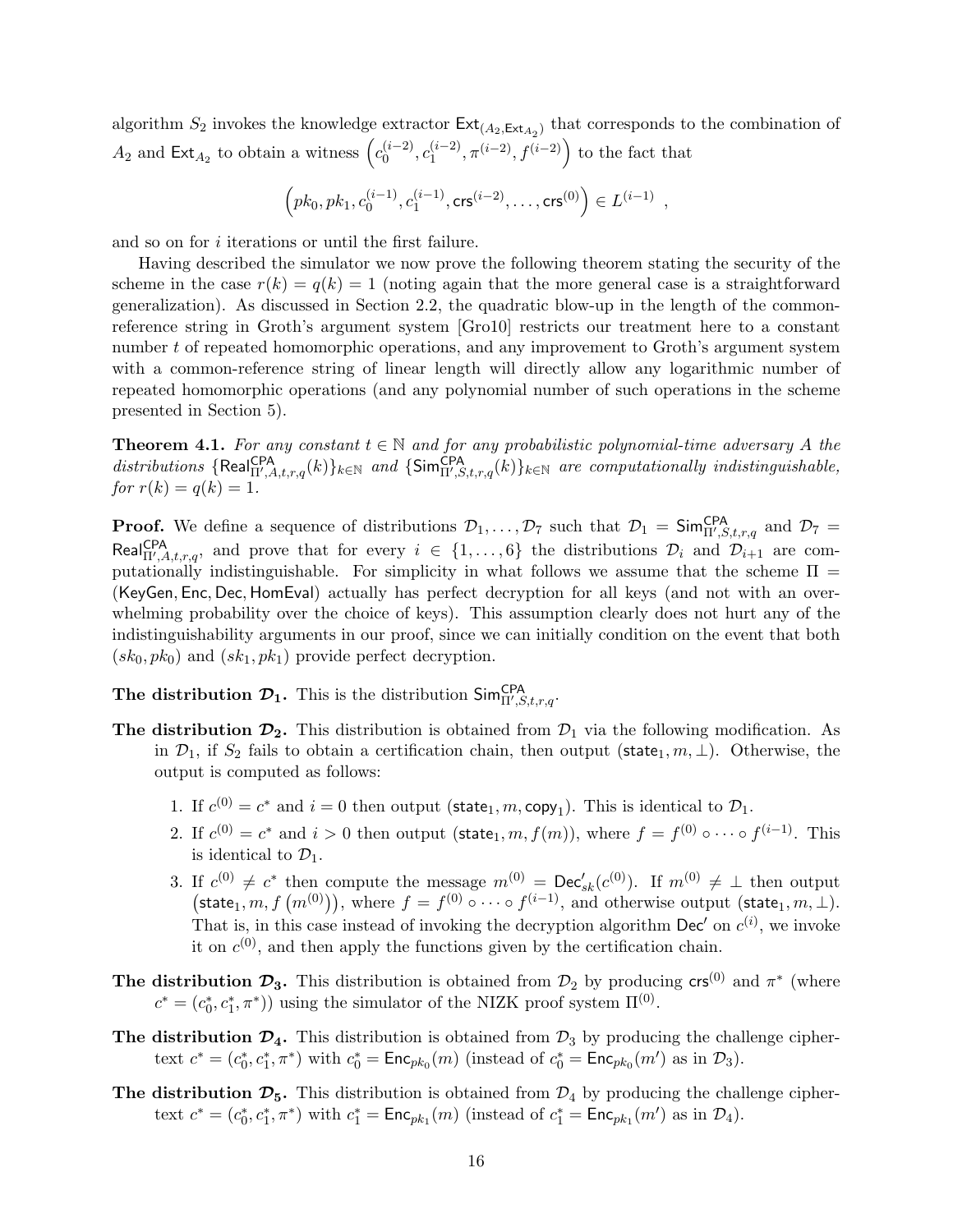algorithm $S_2$ invokes the knowledge extractor $\mathsf{Ext}_{(A_2, \mathsf{Ext}_{A_2})}$ that corresponds to the combination of $A_2$ and $\mathsf{Ext}_{A_2}$ to obtain a witness $\left(c_0^{(i-2)}, c_1^{(i-2)}, \pi^{(i-2)}, f^{(i-2)}\right)$ to the fact that

$$\left(pk_0, pk_1, c_0^{(i-1)}, c_1^{(i-1)}, \mathsf{crs}^{(i-2)}, \ldots, \mathsf{crs}^{(0)}\right) \in L^{(i-1)} \ ,$$

and so on for $i$ iterations or until the first failure.

Having described the simulator we now prove the following theorem stating the security of the scheme in the case $r(k) = q(k) = 1$ (noting again that the more general case is a straightforward generalization). As discussed in Section 2.2, the quadratic blow-up in the length of the common-reference string in Groth's argument system [Gro10] restricts our treatment here to a constant number $t$ of repeated homomorphic operations, and any improvement to Groth's argument system with a common-reference string of linear length will directly allow any logarithmic number of repeated homomorphic operations (and any polynomial number of such operations in the scheme presented in Section 5).

**Theorem 4.1.** *For any constant $t \in \mathbb{N}$ and for any probabilistic polynomial-time adversary $A$ the distributions $\{\mathsf{Real}^{\mathsf{CPA}}_{\Pi', A, t, r, q}(k)\}_{k \in \mathbb{N}}$ and $\{\mathsf{Sim}^{\mathsf{CPA}}_{\Pi', S, t, r, q}(k)\}_{k \in \mathbb{N}}$ are computationally indistinguishable, for $r(k) = q(k) = 1$.*

**Proof.** We define a sequence of distributions $\mathcal{D}_1, \ldots, \mathcal{D}_7$ such that $\mathcal{D}_1 = \mathsf{Sim}^{\mathsf{CPA}}_{\Pi', S, t, r, q}$ and $\mathcal{D}_7 = \mathsf{Real}^{\mathsf{CPA}}_{\Pi', A, t, r, q}$, and prove that for every $i \in \{1, \ldots, 6\}$ the distributions $\mathcal{D}_i$ and $\mathcal{D}_{i+1}$ are computationally indistinguishable. For simplicity in what follows we assume that the scheme $\Pi = (\mathsf{KeyGen}, \mathsf{Enc}, \mathsf{Dec}, \mathsf{HomEval})$ actually has perfect decryption for all keys (and not with an overwhelming probability over the choice of keys). This assumption clearly does not hurt any of the indistinguishability arguments in our proof, since we can initially condition on the event that both $(sk_0, pk_0)$ and $(sk_1, pk_1)$ provide perfect decryption.

**The distribution $\mathcal{D}_1$.** This is the distribution $\mathsf{Sim}^{\mathsf{CPA}}_{\Pi', S, t, r, q}$.

**The distribution $\mathcal{D}_2$.** This distribution is obtained from $\mathcal{D}_1$ via the following modification. As in $\mathcal{D}_1$, if $S_2$ fails to obtain a certification chain, then output $(\mathsf{state}_1, m, \perp)$. Otherwise, the output is computed as follows:

1. If $c^{(0)} = c^*$ and $i = 0$ then output $(\mathsf{state}_1, m, \mathsf{copy}_1)$. This is identical to $\mathcal{D}_1$.
2. If $c^{(0)} = c^*$ and $i > 0$ then output $(\mathsf{state}_1, m, f(m))$, where $f = f^{(0)} \circ \cdots \circ f^{(i-1)}$. This is identical to $\mathcal{D}_1$.
3. If $c^{(0)} \neq c^*$ then compute the message $m^{(0)} = \mathsf{Dec}'_{sk}(c^{(0)})$. If $m^{(0)} \neq \perp$ then output $\left(\mathsf{state}_1, m, f\left(m^{(0)}\right)\right)$, where $f = f^{(0)} \circ \cdots \circ f^{(i-1)}$, and otherwise output $(\mathsf{state}_1, m, \perp)$. That is, in this case instead of invoking the decryption algorithm $\mathsf{Dec}'$ on $c^{(i)}$, we invoke it on $c^{(0)}$, and then apply the functions given by the certification chain.

**The distribution $\mathcal{D}_3$.** This distribution is obtained from $\mathcal{D}_2$ by producing $\mathsf{crs}^{(0)}$ and $\pi^*$ (where $c^* = (c_0^*, c_1^*, \pi^*)$) using the simulator of the NIZK proof system $\Pi^{(0)}$.

**The distribution $\mathcal{D}_4$.** This distribution is obtained from $\mathcal{D}_3$ by producing the challenge ciphertext $c^* = (c_0^*, c_1^*, \pi^*)$ with $c_0^* = \mathsf{Enc}_{pk_0}(m)$ (instead of $c_0^* = \mathsf{Enc}_{pk_0}(m')$ as in $\mathcal{D}_3$).

**The distribution $\mathcal{D}_5$.** This distribution is obtained from $\mathcal{D}_4$ by producing the challenge ciphertext $c^* = (c_0^*, c_1^*, \pi^*)$ with $c_1^* = \mathsf{Enc}_{pk_1}(m)$ (instead of $c_1^* = \mathsf{Enc}_{pk_1}(m')$ as in $\mathcal{D}_4$).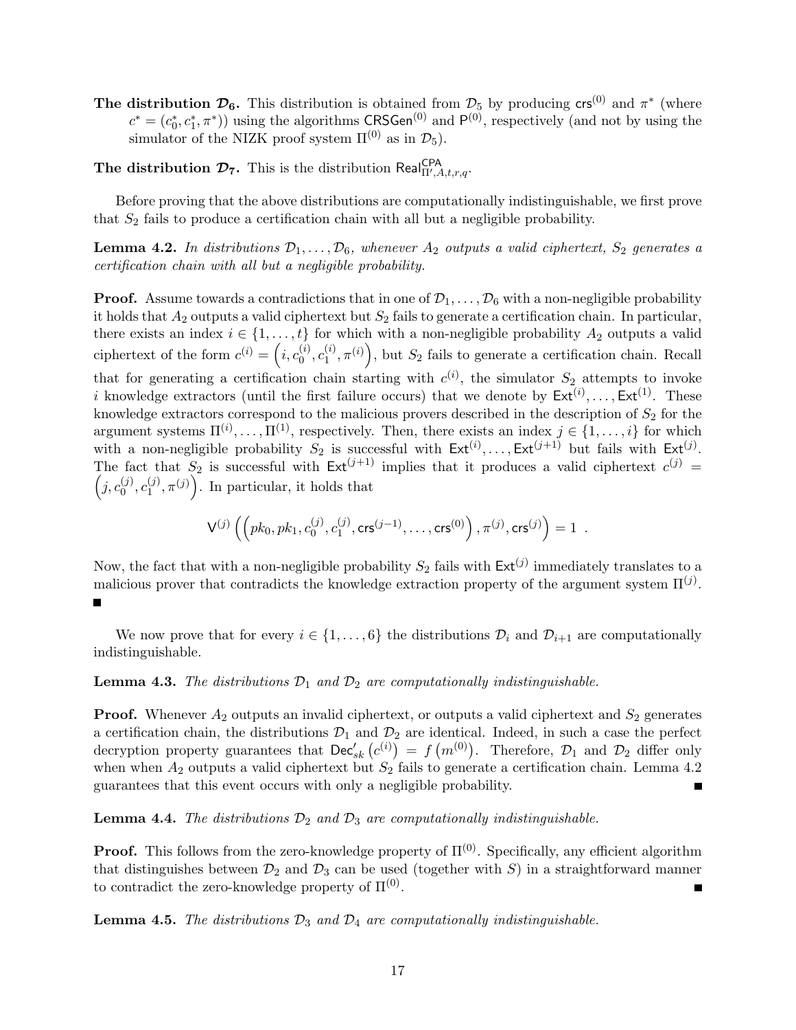**The distribution $\mathcal{D}_6$.** This distribution is obtained from $\mathcal{D}_5$ by producing $\mathsf{crs}^{(0)}$ and $\pi^*$ (where $c^* = (c_0^*, c_1^*, \pi^*)$) using the algorithms $\mathsf{CRSGen}^{(0)}$ and $\mathsf{P}^{(0)}$, respectively (and not by using the simulator of the NIZK proof system $\Pi^{(0)}$ as in $\mathcal{D}_5$).

**The distribution $\mathcal{D}_7$.** This is the distribution $\mathsf{Real}^{\mathsf{CPA}}_{\Pi',A,t,r,q}$.

Before proving that the above distributions are computationally indistinguishable, we first prove that $S_2$ fails to produce a certification chain with all but a negligible probability.

**Lemma 4.2.** *In distributions $\mathcal{D}_1, \ldots, \mathcal{D}_6$, whenever $A_2$ outputs a valid ciphertext, $S_2$ generates a certification chain with all but a negligible probability.*

**Proof.** Assume towards a contradictions that in one of $\mathcal{D}_1, \ldots, \mathcal{D}_6$ with a non-negligible probability it holds that $A_2$ outputs a valid ciphertext but $S_2$ fails to generate a certification chain. In particular, there exists an index $i \in \{1, \ldots, t\}$ for which with a non-negligible probability $A_2$ outputs a valid ciphertext of the form $c^{(i)} = \left(i, c_0^{(i)}, c_1^{(i)}, \pi^{(i)}\right)$, but $S_2$ fails to generate a certification chain. Recall that for generating a certification chain starting with $c^{(i)}$, the simulator $S_2$ attempts to invoke $i$ knowledge extractors (until the first failure occurs) that we denote by $\mathsf{Ext}^{(i)}, \ldots, \mathsf{Ext}^{(1)}$. These knowledge extractors correspond to the malicious provers described in the description of $S_2$ for the argument systems $\Pi^{(i)}, \ldots, \Pi^{(1)}$, respectively. Then, there exists an index $j \in \{1, \ldots, i\}$ for which with a non-negligible probability $S_2$ is successful with $\mathsf{Ext}^{(i)}, \ldots, \mathsf{Ext}^{(j+1)}$ but fails with $\mathsf{Ext}^{(j)}$. The fact that $S_2$ is successful with $\mathsf{Ext}^{(j+1)}$ implies that it produces a valid ciphertext $c^{(j)} = \left(j, c_0^{(j)}, c_1^{(j)}, \pi^{(j)}\right)$. In particular, it holds that

$$\mathsf{V}^{(j)}\left(\left(pk_0, pk_1, c_0^{(j)}, c_1^{(j)}, \mathsf{crs}^{(j-1)}, \ldots, \mathsf{crs}^{(0)}\right), \pi^{(j)}, \mathsf{crs}^{(j)}\right) = 1 \ .$$

Now, the fact that with a non-negligible probability $S_2$ fails with $\mathsf{Ext}^{(j)}$ immediately translates to a malicious prover that contradicts the knowledge extraction property of the argument system $\Pi^{(j)}$. ∎

We now prove that for every $i \in \{1, \ldots, 6\}$ the distributions $\mathcal{D}_i$ and $\mathcal{D}_{i+1}$ are computationally indistinguishable.

**Lemma 4.3.** *The distributions $\mathcal{D}_1$ and $\mathcal{D}_2$ are computationally indistinguishable.*

**Proof.** Whenever $A_2$ outputs an invalid ciphertext, or outputs a valid ciphertext and $S_2$ generates a certification chain, the distributions $\mathcal{D}_1$ and $\mathcal{D}_2$ are identical. Indeed, in such a case the perfect decryption property guarantees that $\mathsf{Dec}'_{sk}\left(c^{(i)}\right) = f\left(m^{(0)}\right)$. Therefore, $\mathcal{D}_1$ and $\mathcal{D}_2$ differ only when when $A_2$ outputs a valid ciphertext but $S_2$ fails to generate a certification chain. Lemma 4.2 guarantees that this event occurs with only a negligible probability. ∎

**Lemma 4.4.** *The distributions $\mathcal{D}_2$ and $\mathcal{D}_3$ are computationally indistinguishable.*

**Proof.** This follows from the zero-knowledge property of $\Pi^{(0)}$. Specifically, any efficient algorithm that distinguishes between $\mathcal{D}_2$ and $\mathcal{D}_3$ can be used (together with $S$) in a straightforward manner to contradict the zero-knowledge property of $\Pi^{(0)}$. ∎

**Lemma 4.5.** *The distributions $\mathcal{D}_3$ and $\mathcal{D}_4$ are computationally indistinguishable.*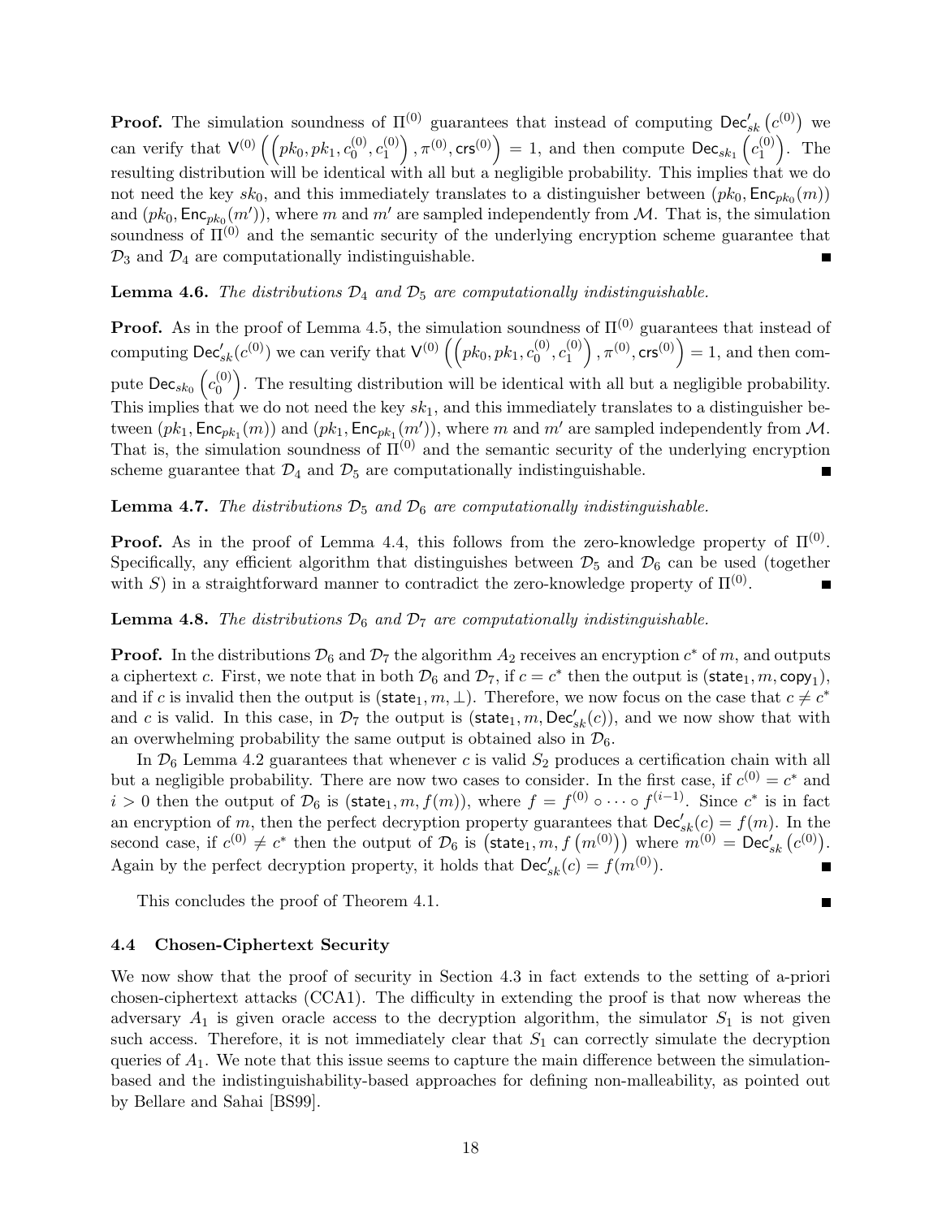**Proof.** The simulation soundness of $\Pi^{(0)}$ guarantees that instead of computing $\mathsf{Dec}'_{sk}\left(c^{(0)}\right)$ we can verify that $\mathsf{V}^{(0)}\left(\left(pk_0, pk_1, c_0^{(0)}, c_1^{(0)}\right), \pi^{(0)}, \mathsf{crs}^{(0)}\right) = 1$, and then compute $\mathsf{Dec}_{sk_1}\left(c_1^{(0)}\right)$. The resulting distribution will be identical with all but a negligible probability. This implies that we do not need the key $sk_0$, and this immediately translates to a distinguisher between $(pk_0, \mathsf{Enc}_{pk_0}(m))$ and $(pk_0, \mathsf{Enc}_{pk_0}(m'))$, where $m$ and $m'$ are sampled independently from $\mathcal{M}$. That is, the simulation soundness of $\Pi^{(0)}$ and the semantic security of the underlying encryption scheme guarantee that $\mathcal{D}_3$ and $\mathcal{D}_4$ are computationally indistinguishable. ■

**Lemma 4.6.** *The distributions $\mathcal{D}_4$ and $\mathcal{D}_5$ are computationally indistinguishable.*

**Proof.** As in the proof of Lemma 4.5, the simulation soundness of $\Pi^{(0)}$ guarantees that instead of computing $\mathsf{Dec}'_{sk}(c^{(0)})$ we can verify that $\mathsf{V}^{(0)}\left(\left(pk_0, pk_1, c_0^{(0)}, c_1^{(0)}\right), \pi^{(0)}, \mathsf{crs}^{(0)}\right) = 1$, and then compute $\mathsf{Dec}_{sk_0}\left(c_0^{(0)}\right)$. The resulting distribution will be identical with all but a negligible probability. This implies that we do not need the key $sk_1$, and this immediately translates to a distinguisher between $(pk_1, \mathsf{Enc}_{pk_1}(m))$ and $(pk_1, \mathsf{Enc}_{pk_1}(m'))$, where $m$ and $m'$ are sampled independently from $\mathcal{M}$. That is, the simulation soundness of $\Pi^{(0)}$ and the semantic security of the underlying encryption scheme guarantee that $\mathcal{D}_4$ and $\mathcal{D}_5$ are computationally indistinguishable. ■

**Lemma 4.7.** *The distributions $\mathcal{D}_5$ and $\mathcal{D}_6$ are computationally indistinguishable.*

**Proof.** As in the proof of Lemma 4.4, this follows from the zero-knowledge property of $\Pi^{(0)}$. Specifically, any efficient algorithm that distinguishes between $\mathcal{D}_5$ and $\mathcal{D}_6$ can be used (together with $S$) in a straightforward manner to contradict the zero-knowledge property of $\Pi^{(0)}$. ■

**Lemma 4.8.** *The distributions $\mathcal{D}_6$ and $\mathcal{D}_7$ are computationally indistinguishable.*

**Proof.** In the distributions $\mathcal{D}_6$ and $\mathcal{D}_7$ the algorithm $A_2$ receives an encryption $c^*$ of $m$, and outputs a ciphertext $c$. First, we note that in both $\mathcal{D}_6$ and $\mathcal{D}_7$, if $c = c^*$ then the output is $(\mathsf{state}_1, m, \mathsf{copy}_1)$, and if $c$ is invalid then the output is $(\mathsf{state}_1, m, \perp)$. Therefore, we now focus on the case that $c \neq c^*$ and $c$ is valid. In this case, in $\mathcal{D}_7$ the output is $(\mathsf{state}_1, m, \mathsf{Dec}'_{sk}(c))$, and we now show that with an overwhelming probability the same output is obtained also in $\mathcal{D}_6$.

In $\mathcal{D}_6$ Lemma 4.2 guarantees that whenever $c$ is valid $S_2$ produces a certification chain with all but a negligible probability. There are now two cases to consider. In the first case, if $c^{(0)} = c^*$ and $i > 0$ then the output of $\mathcal{D}_6$ is $(\mathsf{state}_1, m, f(m))$, where $f = f^{(0)} \circ \cdots \circ f^{(i-1)}$. Since $c^*$ is in fact an encryption of $m$, then the perfect decryption property guarantees that $\mathsf{Dec}'_{sk}(c) = f(m)$. In the second case, if $c^{(0)} \neq c^*$ then the output of $\mathcal{D}_6$ is $\left(\mathsf{state}_1, m, f\left(m^{(0)}\right)\right)$ where $m^{(0)} = \mathsf{Dec}'_{sk}\left(c^{(0)}\right)$. Again by the perfect decryption property, it holds that $\mathsf{Dec}'_{sk}(c) = f(m^{(0)})$. ■

This concludes the proof of Theorem 4.1. ■

### 4.4 Chosen-Ciphertext Security

We now show that the proof of security in Section 4.3 in fact extends to the setting of a-priori chosen-ciphertext attacks (CCA1). The difficulty in extending the proof is that now whereas the adversary $A_1$ is given oracle access to the decryption algorithm, the simulator $S_1$ is not given such access. Therefore, it is not immediately clear that $S_1$ can correctly simulate the decryption queries of $A_1$. We note that this issue seems to capture the main difference between the simulation-based and the indistinguishability-based approaches for defining non-malleability, as pointed out by Bellare and Sahai [BS99].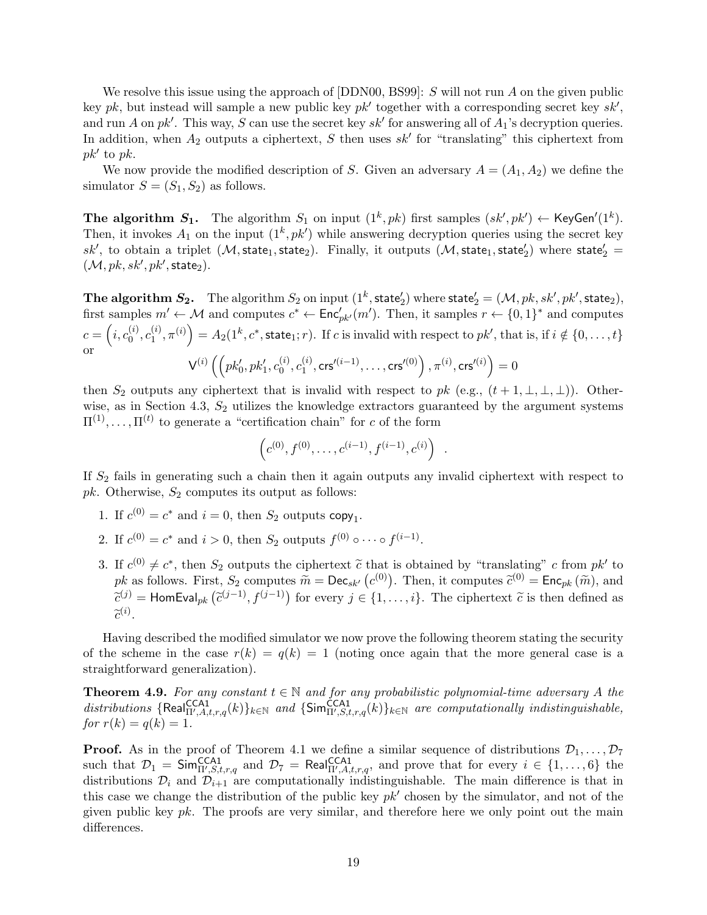We resolve this issue using the approach of [DDN00, BS99]: $S$ will not run $A$ on the given public key $pk$, but instead will sample a new public key $pk'$ together with a corresponding secret key $sk'$, and run $A$ on $pk'$. This way, $S$ can use the secret key $sk'$ for answering all of $A_1$'s decryption queries. In addition, when $A_2$ outputs a ciphertext, $S$ then uses $sk'$ for "translating" this ciphertext from $pk'$ to $pk$.

We now provide the modified description of $S$. Given an adversary $A = (A_1, A_2)$ we define the simulator $S = (S_1, S_2)$ as follows.

**The algorithm $S_1$.** The algorithm $S_1$ on input $(1^k, pk)$ first samples $(sk', pk') \leftarrow \mathsf{KeyGen}'(1^k)$. Then, it invokes $A_1$ on the input $(1^k, pk')$ while answering decryption queries using the secret key $sk'$, to obtain a triplet $(\mathcal{M}, \mathsf{state}_1, \mathsf{state}_2)$. Finally, it outputs $(\mathcal{M}, \mathsf{state}_1, \mathsf{state}_2')$ where $\mathsf{state}_2' = (\mathcal{M}, pk, sk', pk', \mathsf{state}_2)$.

**The algorithm $S_2$.** The algorithm $S_2$ on input $(1^k, \mathsf{state}_2')$ where $\mathsf{state}_2' = (\mathcal{M}, pk, sk', pk', \mathsf{state}_2)$, first samples $m' \leftarrow \mathcal{M}$ and computes $c^* \leftarrow \mathsf{Enc}'_{pk'}(m')$. Then, it samples $r \leftarrow \{0,1\}^*$ and computes $c = \left(i, c_0^{(i)}, c_1^{(i)}, \pi^{(i)}\right) = A_2(1^k, c^*, \mathsf{state}_1; r)$. If $c$ is invalid with respect to $pk'$, that is, if $i \notin \{0, \ldots, t\}$ or

$$\mathsf{V}^{(i)}\left(\left(pk_0', pk_1', c_0^{(i)}, c_1^{(i)}, \mathsf{crs}'^{(i-1)}, \ldots, \mathsf{crs}'^{(0)}\right), \pi^{(i)}, \mathsf{crs}'^{(i)}\right) = 0$$

then $S_2$ outputs any ciphertext that is invalid with respect to $pk$ (e.g., $(t+1, \perp, \perp, \perp)$). Otherwise, as in Section 4.3, $S_2$ utilizes the knowledge extractors guaranteed by the argument systems $\Pi^{(1)}, \ldots, \Pi^{(t)}$ to generate a "certification chain" for $c$ of the form

$$\left(c^{(0)}, f^{(0)}, \ldots, c^{(i-1)}, f^{(i-1)}, c^{(i)}\right) .$$

If $S_2$ fails in generating such a chain then it again outputs any invalid ciphertext with respect to $pk$. Otherwise, $S_2$ computes its output as follows:

1. If $c^{(0)} = c^*$ and $i = 0$, then $S_2$ outputs $\mathsf{copy}_1$.
2. If $c^{(0)} = c^*$ and $i > 0$, then $S_2$ outputs $f^{(0)} \circ \cdots \circ f^{(i-1)}$.
3. If $c^{(0)} \neq c^*$, then $S_2$ outputs the ciphertext $\widetilde{c}$ that is obtained by "translating" $c$ from $pk'$ to $pk$ as follows. First, $S_2$ computes $\widetilde{m} = \mathsf{Dec}_{sk'}\left(c^{(0)}\right)$. Then, it computes $\widetilde{c}^{(0)} = \mathsf{Enc}_{pk}\left(\widetilde{m}\right)$, and $\widetilde{c}^{(j)} = \mathsf{HomEval}_{pk}\left(\widetilde{c}^{(j-1)}, f^{(j-1)}\right)$ for every $j \in \{1, \ldots, i\}$. The ciphertext $\widetilde{c}$ is then defined as $\widetilde{c}^{(i)}$.

Having described the modified simulator we now prove the following theorem stating the security of the scheme in the case $r(k) = q(k) = 1$ (noting once again that the more general case is a straightforward generalization).

**Theorem 4.9.** *For any constant $t \in \mathbb{N}$ and for any probabilistic polynomial-time adversary $A$ the distributions $\{\mathsf{Real}^{\mathsf{CCA1}}_{\Pi', A, t, r, q}(k)\}_{k \in \mathbb{N}}$ and $\{\mathsf{Sim}^{\mathsf{CCA1}}_{\Pi', S, t, r, q}(k)\}_{k \in \mathbb{N}}$ are computationally indistinguishable, for $r(k) = q(k) = 1$.*

**Proof.** As in the proof of Theorem 4.1 we define a similar sequence of distributions $\mathcal{D}_1, \ldots, \mathcal{D}_7$ such that $\mathcal{D}_1 = \mathsf{Sim}^{\mathsf{CCA1}}_{\Pi', S, t, r, q}$ and $\mathcal{D}_7 = \mathsf{Real}^{\mathsf{CCA1}}_{\Pi', A, t, r, q}$, and prove that for every $i \in \{1, \ldots, 6\}$ the distributions $\mathcal{D}_i$ and $\mathcal{D}_{i+1}$ are computationally indistinguishable. The main difference is that in this case we change the distribution of the public key $pk'$ chosen by the simulator, and not of the given public key $pk$. The proofs are very similar, and therefore here we only point out the main differences.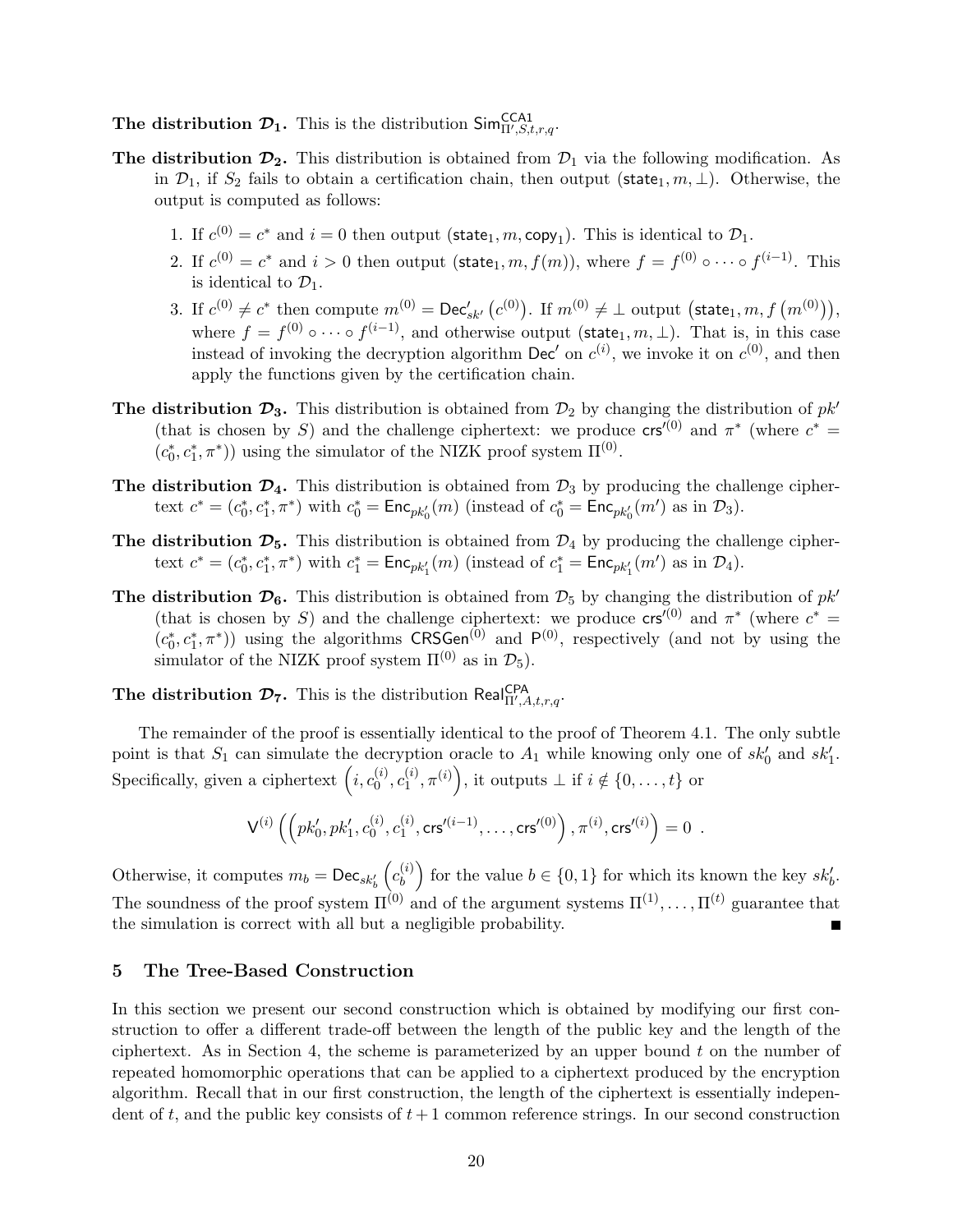**The distribution $\mathcal{D}_1$.** This is the distribution $\mathsf{Sim}^{\mathsf{CCA1}}_{\Pi',S,t,r,q}$.

**The distribution $\mathcal{D}_2$.** This distribution is obtained from $\mathcal{D}_1$ via the following modification. As in $\mathcal{D}_1$, if $S_2$ fails to obtain a certification chain, then output $(\mathsf{state}_1, m, \perp)$. Otherwise, the output is computed as follows:

1. If $c^{(0)} = c^*$ and $i = 0$ then output $(\mathsf{state}_1, m, \mathsf{copy}_1)$. This is identical to $\mathcal{D}_1$.
2. If $c^{(0)} = c^*$ and $i > 0$ then output $(\mathsf{state}_1, m, f(m))$, where $f = f^{(0)} \circ \cdots \circ f^{(i-1)}$. This is identical to $\mathcal{D}_1$.
3. If $c^{(0)} \neq c^*$ then compute $m^{(0)} = \mathsf{Dec}'_{sk'}\left(c^{(0)}\right)$. If $m^{(0)} \neq \perp$ output $\left(\mathsf{state}_1, m, f\left(m^{(0)}\right)\right)$, where $f = f^{(0)} \circ \cdots \circ f^{(i-1)}$, and otherwise output $(\mathsf{state}_1, m, \perp)$. That is, in this case instead of invoking the decryption algorithm $\mathsf{Dec}'$ on $c^{(i)}$, we invoke it on $c^{(0)}$, and then apply the functions given by the certification chain.

**The distribution $\mathcal{D}_3$.** This distribution is obtained from $\mathcal{D}_2$ by changing the distribution of $pk'$ (that is chosen by $S$) and the challenge ciphertext: we produce $\mathsf{crs}'^{(0)}$ and $\pi^*$ (where $c^* = (c_0^*, c_1^*, \pi^*)$) using the simulator of the NIZK proof system $\Pi^{(0)}$.

**The distribution $\mathcal{D}_4$.** This distribution is obtained from $\mathcal{D}_3$ by producing the challenge ciphertext $c^* = (c_0^*, c_1^*, \pi^*)$ with $c_0^* = \mathsf{Enc}_{pk_0'}(m)$ (instead of $c_0^* = \mathsf{Enc}_{pk_0'}(m')$ as in $\mathcal{D}_3$).

**The distribution $\mathcal{D}_5$.** This distribution is obtained from $\mathcal{D}_4$ by producing the challenge ciphertext $c^* = (c_0^*, c_1^*, \pi^*)$ with $c_1^* = \mathsf{Enc}_{pk_1'}(m)$ (instead of $c_1^* = \mathsf{Enc}_{pk_1'}(m')$ as in $\mathcal{D}_4$).

**The distribution $\mathcal{D}_6$.** This distribution is obtained from $\mathcal{D}_5$ by changing the distribution of $pk'$ (that is chosen by $S$) and the challenge ciphertext: we produce $\mathsf{crs}'^{(0)}$ and $\pi^*$ (where $c^* = (c_0^*, c_1^*, \pi^*)$) using the algorithms $\mathsf{CRSGen}^{(0)}$ and $\mathsf{P}^{(0)}$, respectively (and not by using the simulator of the NIZK proof system $\Pi^{(0)}$ as in $\mathcal{D}_5$).

**The distribution $\mathcal{D}_7$.** This is the distribution $\mathsf{Real}^{\mathsf{CPA}}_{\Pi',A,t,r,q}$.

The remainder of the proof is essentially identical to the proof of Theorem 4.1. The only subtle point is that $S_1$ can simulate the decryption oracle to $A_1$ while knowing only one of $sk_0'$ and $sk_1'$. Specifically, given a ciphertext $\left(i, c_0^{(i)}, c_1^{(i)}, \pi^{(i)}\right)$, it outputs $\perp$ if $i \notin \{0, \ldots, t\}$ or

$$\mathsf{V}^{(i)}\left(\left(pk_0', pk_1', c_0^{(i)}, c_1^{(i)}, \mathsf{crs}'^{(i-1)}, \ldots, \mathsf{crs}'^{(0)}\right), \pi^{(i)}, \mathsf{crs}'^{(i)}\right) = 0 \ .$$

Otherwise, it computes $m_b = \mathsf{Dec}_{sk_b'}\left(c_b^{(i)}\right)$ for the value $b \in \{0,1\}$ for which its known the key $sk_b'$. The soundness of the proof system $\Pi^{(0)}$ and of the argument systems $\Pi^{(1)}, \ldots, \Pi^{(t)}$ guarantee that the simulation is correct with all but a negligible probability. ∎

## 5 The Tree-Based Construction

In this section we present our second construction which is obtained by modifying our first construction to offer a different trade-off between the length of the public key and the length of the ciphertext. As in Section 4, the scheme is parameterized by an upper bound $t$ on the number of repeated homomorphic operations that can be applied to a ciphertext produced by the encryption algorithm. Recall that in our first construction, the length of the ciphertext is essentially independent of $t$, and the public key consists of $t+1$ common reference strings. In our second construction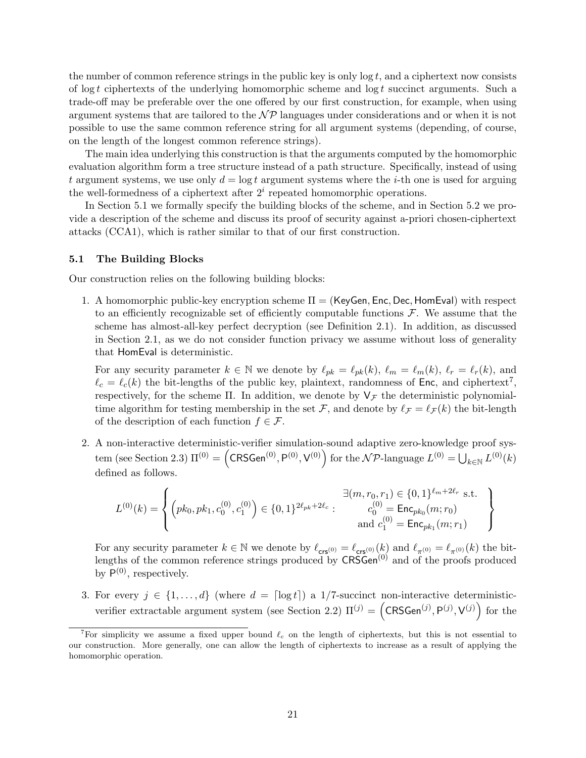the number of common reference strings in the public key is only $\log t$, and a ciphertext now consists of $\log t$ ciphertexts of the underlying homomorphic scheme and $\log t$ succinct arguments. Such a trade-off may be preferable over the one offered by our first construction, for example, when using argument systems that are tailored to the $\mathcal{NP}$ languages under considerations and or when it is not possible to use the same common reference string for all argument systems (depending, of course, on the length of the longest common reference strings).

The main idea underlying this construction is that the arguments computed by the homomorphic evaluation algorithm form a tree structure instead of a path structure. Specifically, instead of using $t$ argument systems, we use only $d = \log t$ argument systems where the $i$-th one is used for arguing the well-formedness of a ciphertext after $2^i$ repeated homomorphic operations.

In Section 5.1 we formally specify the building blocks of the scheme, and in Section 5.2 we provide a description of the scheme and discuss its proof of security against a-priori chosen-ciphertext attacks (CCA1), which is rather similar to that of our first construction.

### 5.1 The Building Blocks

Our construction relies on the following building blocks:

1. A homomorphic public-key encryption scheme $\Pi = (\mathsf{KeyGen}, \mathsf{Enc}, \mathsf{Dec}, \mathsf{HomEval})$ with respect to an efficiently recognizable set of efficiently computable functions $\mathcal{F}$. We assume that the scheme has almost-all-key perfect decryption (see Definition 2.1). In addition, as discussed in Section 2.1, as we do not consider function privacy we assume without loss of generality that $\mathsf{HomEval}$ is deterministic.

   For any security parameter $k \in \mathbb{N}$ we denote by $\ell_{pk} = \ell_{pk}(k)$, $\ell_m = \ell_m(k)$, $\ell_r = \ell_r(k)$, and $\ell_c = \ell_c(k)$ the bit-lengths of the public key, plaintext, randomness of $\mathsf{Enc}$, and ciphertext[7], respectively, for the scheme $\Pi$. In addition, we denote by $\mathsf{V}_{\mathcal{F}}$ the deterministic polynomial-time algorithm for testing membership in the set $\mathcal{F}$, and denote by $\ell_{\mathcal{F}} = \ell_{\mathcal{F}}(k)$ the bit-length of the description of each function $f \in \mathcal{F}$.

2. A non-interactive deterministic-verifier simulation-sound adaptive zero-knowledge proof system (see Section 2.3) $\Pi^{(0)} = \left(\mathsf{CRSGen}^{(0)}, \mathsf{P}^{(0)}, \mathsf{V}^{(0)}\right)$ for the $\mathcal{NP}$-language $L^{(0)} = \bigcup_{k \in \mathbb{N}} L^{(0)}(k)$ defined as follows.

$$L^{(0)}(k) = \left\{ \left(pk_0, pk_1, c_0^{(0)}, c_1^{(0)}\right) \in \{0,1\}^{2\ell_{pk}+2\ell_c} : \begin{array}{c} \exists (m, r_0, r_1) \in \{0,1\}^{\ell_m + 2\ell_r} \text{ s.t.} \\ c_0^{(0)} = \mathsf{Enc}_{pk_0}(m; r_0) \\ \text{and } c_1^{(0)} = \mathsf{Enc}_{pk_1}(m; r_1) \end{array} \right\}$$

   For any security parameter $k \in \mathbb{N}$ we denote by $\ell_{\mathsf{crs}^{(0)}} = \ell_{\mathsf{crs}^{(0)}}(k)$ and $\ell_{\pi^{(0)}} = \ell_{\pi^{(0)}}(k)$ the bit-lengths of the common reference strings produced by $\mathsf{CRSGen}^{(0)}$ and of the proofs produced by $\mathsf{P}^{(0)}$, respectively.

3. For every $j \in \{1, \ldots, d\}$ (where $d = \lceil \log t \rceil$) a 1/7-succinct non-interactive deterministic-verifier extractable argument system (see Section 2.2) $\Pi^{(j)} = \left(\mathsf{CRSGen}^{(j)}, \mathsf{P}^{(j)}, \mathsf{V}^{(j)}\right)$ for the

[7] For simplicity we assume a fixed upper bound $\ell_c$ on the length of ciphertexts, but this is not essential to our construction. More generally, one can allow the length of ciphertexts to increase as a result of applying the homomorphic operation.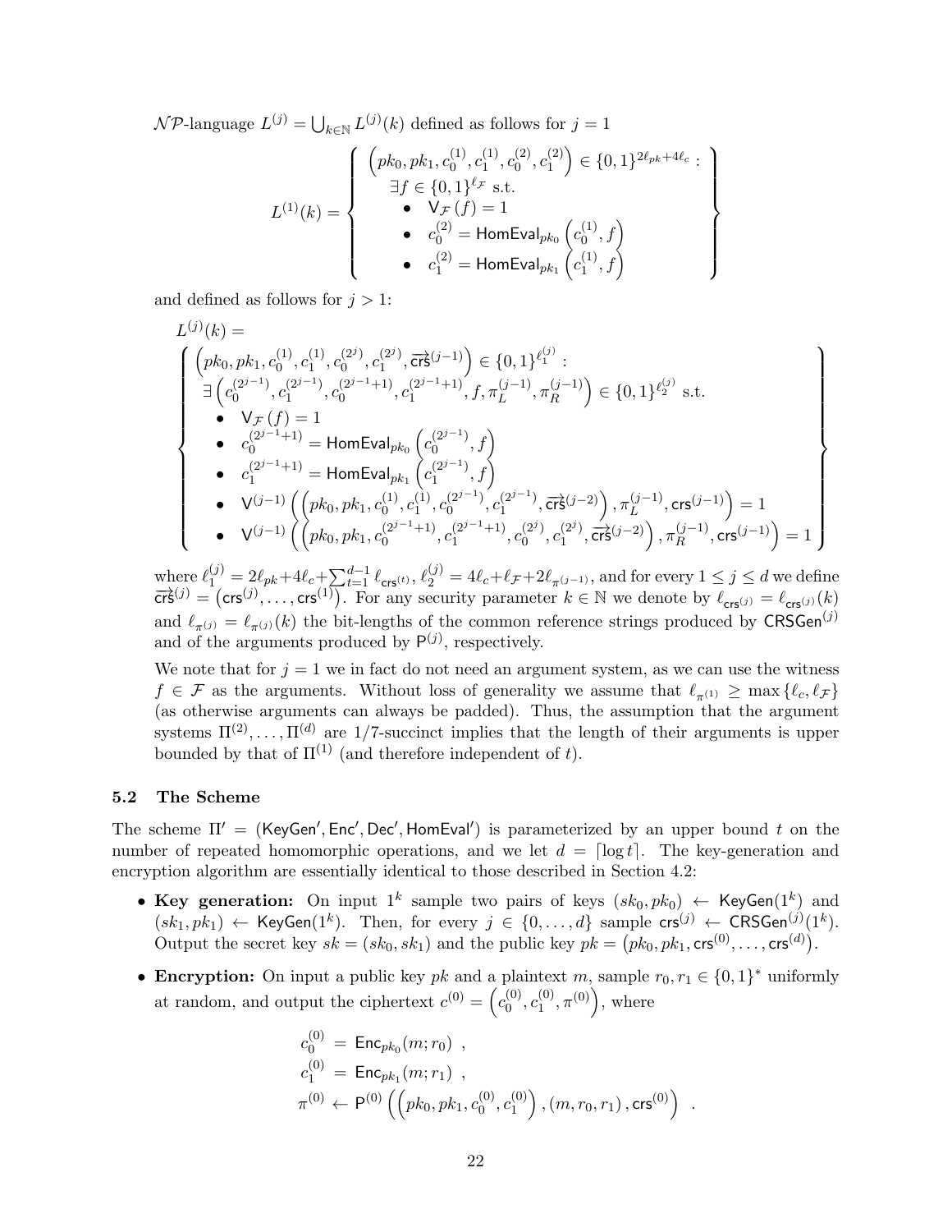$\mathcal{NP}$-language $L^{(j)} = \bigcup_{k \in \mathbb{N}} L^{(j)}(k)$ defined as follows for $j = 1$

$$
L^{(1)}(k) = \left\{ \begin{array}{l} \left(pk_0, pk_1, c_0^{(1)}, c_1^{(1)}, c_0^{(2)}, c_1^{(2)}\right) \in \{0,1\}^{2\ell_{pk}+4\ell_c} : \\ \quad \exists f \in \{0,1\}^{\ell_{\mathcal{F}}} \text{ s.t.} \\ \quad \quad \bullet \ \ \mathsf{V}_{\mathcal{F}}(f) = 1 \\ \quad \quad \bullet \ \ c_0^{(2)} = \mathsf{HomEval}_{pk_0}\left(c_0^{(1)}, f\right) \\ \quad \quad \bullet \ \ c_1^{(2)} = \mathsf{HomEval}_{pk_1}\left(c_1^{(1)}, f\right) \end{array} \right\}
$$

and defined as follows for $j > 1$:

$$
L^{(j)}(k) =
$$

$$
\left\{ \begin{array}{l} \left(pk_0, pk_1, c_0^{(1)}, c_1^{(1)}, c_0^{(2^j)}, c_1^{(2^j)}, \overrightarrow{\mathsf{crs}}^{(j-1)}\right) \in \{0,1\}^{\ell_1^{(j)}} : \\ \exists \left(c_0^{(2^{j-1})}, c_1^{(2^{j-1})}, c_0^{(2^{j-1}+1)}, c_1^{(2^{j-1}+1)}, f, \pi_L^{(j-1)}, \pi_R^{(j-1)}\right) \in \{0,1\}^{\ell_2^{(j)}} \text{ s.t.} \\ \quad \bullet \ \ \mathsf{V}_{\mathcal{F}}(f) = 1 \\ \quad \bullet \ \ c_0^{(2^{j-1}+1)} = \mathsf{HomEval}_{pk_0}\left(c_0^{(2^{j-1})}, f\right) \\ \quad \bullet \ \ c_1^{(2^{j-1}+1)} = \mathsf{HomEval}_{pk_1}\left(c_1^{(2^{j-1})}, f\right) \\ \quad \bullet \ \ \mathsf{V}^{(j-1)}\left(\left(pk_0, pk_1, c_0^{(1)}, c_1^{(1)}, c_0^{(2^{j-1})}, c_1^{(2^{j-1})}, \overrightarrow{\mathsf{crs}}^{(j-2)}\right), \pi_L^{(j-1)}, \mathsf{crs}^{(j-1)}\right) = 1 \\ \quad \bullet \ \ \mathsf{V}^{(j-1)}\left(\left(pk_0, pk_1, c_0^{(2^{j-1}+1)}, c_1^{(2^{j-1}+1)}, c_0^{(2^j)}, c_1^{(2^j)}, \overrightarrow{\mathsf{crs}}^{(j-2)}\right), \pi_R^{(j-1)}, \mathsf{crs}^{(j-1)}\right) = 1 \end{array} \right\}
$$

where $\ell_1^{(j)} = 2\ell_{pk} + 4\ell_c + \sum_{t=1}^{d-1} \ell_{\mathsf{crs}^{(t)}}$, $\ell_2^{(j)} = 4\ell_c + \ell_{\mathcal{F}} + 2\ell_{\pi^{(j-1)}}$, and for every $1 \leq j \leq d$ we define $\overrightarrow{\mathsf{crs}}^{(j)} = \left(\mathsf{crs}^{(j)}, \ldots, \mathsf{crs}^{(1)}\right)$. For any security parameter $k \in \mathbb{N}$ we denote by $\ell_{\mathsf{crs}^{(j)}} = \ell_{\mathsf{crs}^{(j)}}(k)$ and $\ell_{\pi^{(j)}} = \ell_{\pi^{(j)}}(k)$ the bit-lengths of the common reference strings produced by $\mathsf{CRSGen}^{(j)}$ and of the arguments produced by $\mathsf{P}^{(j)}$, respectively.

We note that for $j = 1$ we in fact do not need an argument system, as we can use the witness $f \in \mathcal{F}$ as the arguments. Without loss of generality we assume that $\ell_{\pi^{(1)}} \geq \max\{\ell_c, \ell_{\mathcal{F}}\}$ (as otherwise arguments can always be padded). Thus, the assumption that the argument systems $\Pi^{(2)}, \ldots, \Pi^{(d)}$ are 1/7-succinct implies that the length of their arguments is upper bounded by that of $\Pi^{(1)}$ (and therefore independent of $t$).

### 5.2 The Scheme

The scheme $\Pi' = (\mathsf{KeyGen}', \mathsf{Enc}', \mathsf{Dec}', \mathsf{HomEval}')$ is parameterized by an upper bound $t$ on the number of repeated homomorphic operations, and we let $d = \lceil \log t \rceil$. The key-generation and encryption algorithm are essentially identical to those described in Section 4.2:

- **Key generation:** On input $1^k$ sample two pairs of keys $(sk_0, pk_0) \leftarrow \mathsf{KeyGen}(1^k)$ and $(sk_1, pk_1) \leftarrow \mathsf{KeyGen}(1^k)$. Then, for every $j \in \{0, \ldots, d\}$ sample $\mathsf{crs}^{(j)} \leftarrow \mathsf{CRSGen}^{(j)}(1^k)$. Output the secret key $sk = (sk_0, sk_1)$ and the public key $pk = \left(pk_0, pk_1, \mathsf{crs}^{(0)}, \ldots, \mathsf{crs}^{(d)}\right)$.
- **Encryption:** On input a public key $pk$ and a plaintext $m$, sample $r_0, r_1 \in \{0,1\}^*$ uniformly at random, and output the ciphertext $c^{(0)} = \left(c_0^{(0)}, c_1^{(0)}, \pi^{(0)}\right)$, where

$$
\begin{aligned}
c_0^{(0)} &= \mathsf{Enc}_{pk_0}(m; r_0) \ , \\
c_1^{(0)} &= \mathsf{Enc}_{pk_1}(m; r_1) \ , \\
\pi^{(0)} &\leftarrow \mathsf{P}^{(0)}\left(\left(pk_0, pk_1, c_0^{(0)}, c_1^{(0)}\right), (m, r_0, r_1), \mathsf{crs}^{(0)}\right) \ .
\end{aligned}
$$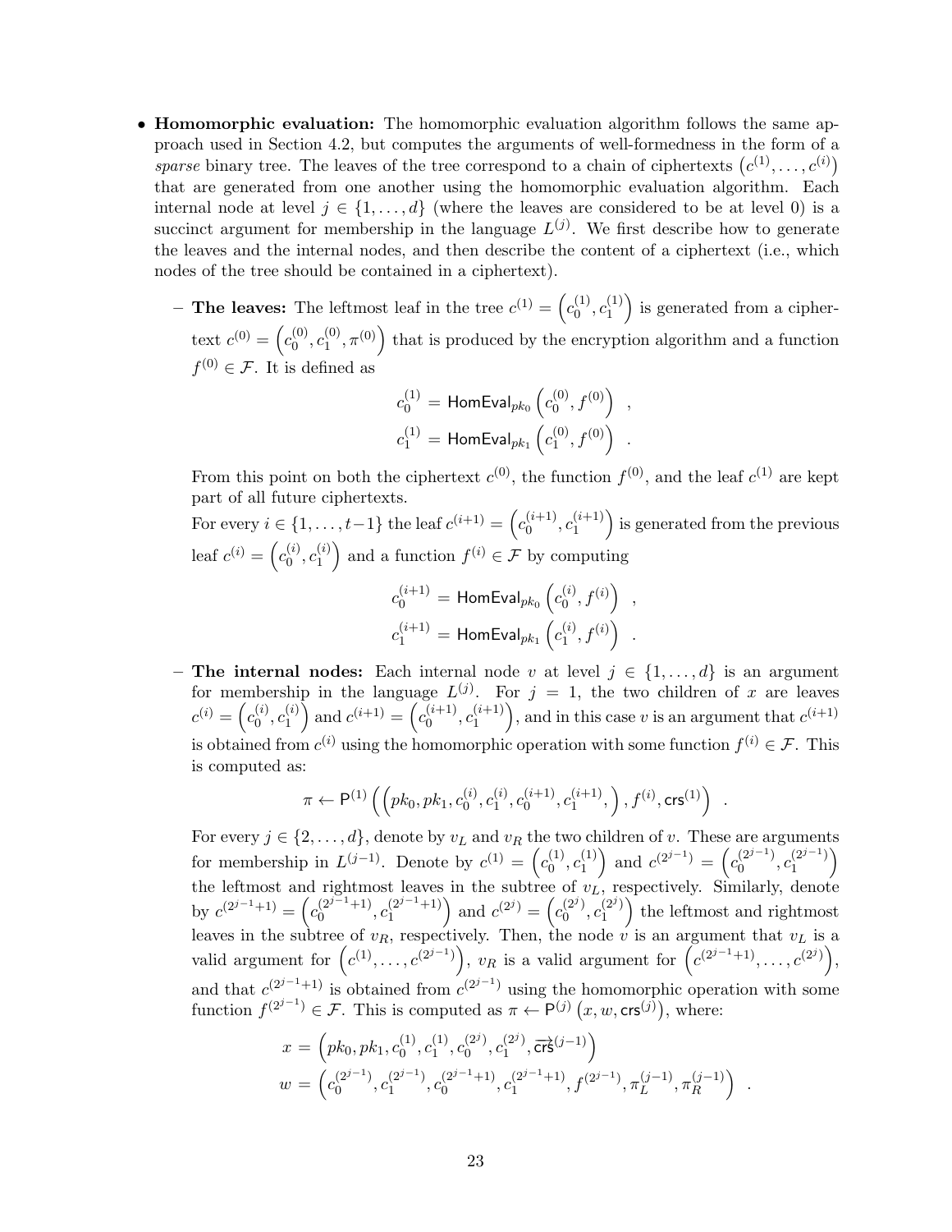- **Homomorphic evaluation:** The homomorphic evaluation algorithm follows the same approach used in Section 4.2, but computes the arguments of well-formedness in the form of a *sparse* binary tree. The leaves of the tree correspond to a chain of ciphertexts $\left(c^{(1)}, \ldots, c^{(i)}\right)$ that are generated from one another using the homomorphic evaluation algorithm. Each internal node at level $j \in \{1, \ldots, d\}$ (where the leaves are considered to be at level 0) is a succinct argument for membership in the language $L^{(j)}$. We first describe how to generate the leaves and the internal nodes, and then describe the content of a ciphertext (i.e., which nodes of the tree should be contained in a ciphertext).

  - **The leaves:** The leftmost leaf in the tree $c^{(1)} = \left(c_0^{(1)}, c_1^{(1)}\right)$ is generated from a ciphertext $c^{(0)} = \left(c_0^{(0)}, c_1^{(0)}, \pi^{(0)}\right)$ that is produced by the encryption algorithm and a function $f^{(0)} \in \mathcal{F}$. It is defined as

    $$c_0^{(1)} = \mathsf{HomEval}_{pk_0}\left(c_0^{(0)}, f^{(0)}\right) \quad ,$$
    $$c_1^{(1)} = \mathsf{HomEval}_{pk_1}\left(c_1^{(0)}, f^{(0)}\right) \quad .$$

    From this point on both the ciphertext $c^{(0)}$, the function $f^{(0)}$, and the leaf $c^{(1)}$ are kept part of all future ciphertexts.

    For every $i \in \{1, \ldots, t-1\}$ the leaf $c^{(i+1)} = \left(c_0^{(i+1)}, c_1^{(i+1)}\right)$ is generated from the previous leaf $c^{(i)} = \left(c_0^{(i)}, c_1^{(i)}\right)$ and a function $f^{(i)} \in \mathcal{F}$ by computing

    $$c_0^{(i+1)} = \mathsf{HomEval}_{pk_0}\left(c_0^{(i)}, f^{(i)}\right) \quad ,$$
    $$c_1^{(i+1)} = \mathsf{HomEval}_{pk_1}\left(c_1^{(i)}, f^{(i)}\right) \quad .$$

  - **The internal nodes:** Each internal node $v$ at level $j \in \{1, \ldots, d\}$ is an argument for membership in the language $L^{(j)}$. For $j = 1$, the two children of $x$ are leaves $c^{(i)} = \left(c_0^{(i)}, c_1^{(i)}\right)$ and $c^{(i+1)} = \left(c_0^{(i+1)}, c_1^{(i+1)}\right)$, and in this case $v$ is an argument that $c^{(i+1)}$ is obtained from $c^{(i)}$ using the homomorphic operation with some function $f^{(i)} \in \mathcal{F}$. This is computed as:

    $$\pi \leftarrow \mathsf{P}^{(1)}\left(\left(pk_0, pk_1, c_0^{(i)}, c_1^{(i)}, c_0^{(i+1)}, c_1^{(i+1)}, \right), f^{(i)}, \mathsf{crs}^{(1)}\right) \quad .$$

    For every $j \in \{2, \ldots, d\}$, denote by $v_L$ and $v_R$ the two children of $v$. These are arguments for membership in $L^{(j-1)}$. Denote by $c^{(1)} = \left(c_0^{(1)}, c_1^{(1)}\right)$ and $c^{(2^{j-1})} = \left(c_0^{(2^{j-1})}, c_1^{(2^{j-1})}\right)$ the leftmost and rightmost leaves in the subtree of $v_L$, respectively. Similarly, denote by $c^{(2^{j-1}+1)} = \left(c_0^{(2^{j-1}+1)}, c_1^{(2^{j-1}+1)}\right)$ and $c^{(2^j)} = \left(c_0^{(2^j)}, c_1^{(2^j)}\right)$ the leftmost and rightmost leaves in the subtree of $v_R$, respectively. Then, the node $v$ is an argument that $v_L$ is a valid argument for $\left(c^{(1)}, \ldots, c^{(2^{j-1})}\right)$, $v_R$ is a valid argument for $\left(c^{(2^{j-1}+1)}, \ldots, c^{(2^j)}\right)$, and that $c^{(2^{j-1}+1)}$ is obtained from $c^{(2^{j-1})}$ using the homomorphic operation with some function $f^{(2^{j-1})} \in \mathcal{F}$. This is computed as $\pi \leftarrow \mathsf{P}^{(j)}\left(x, w, \mathsf{crs}^{(j)}\right)$, where:

    $$x = \left(pk_0, pk_1, c_0^{(1)}, c_1^{(1)}, c_0^{(2^j)}, c_1^{(2^j)}, \overrightarrow{\mathsf{crs}}^{(j-1)}\right)$$
    $$w = \left(c_0^{(2^{j-1})}, c_1^{(2^{j-1})}, c_0^{(2^{j-1}+1)}, c_1^{(2^{j-1}+1)}, f^{(2^{j-1})}, \pi_L^{(j-1)}, \pi_R^{(j-1)}\right) \quad .$$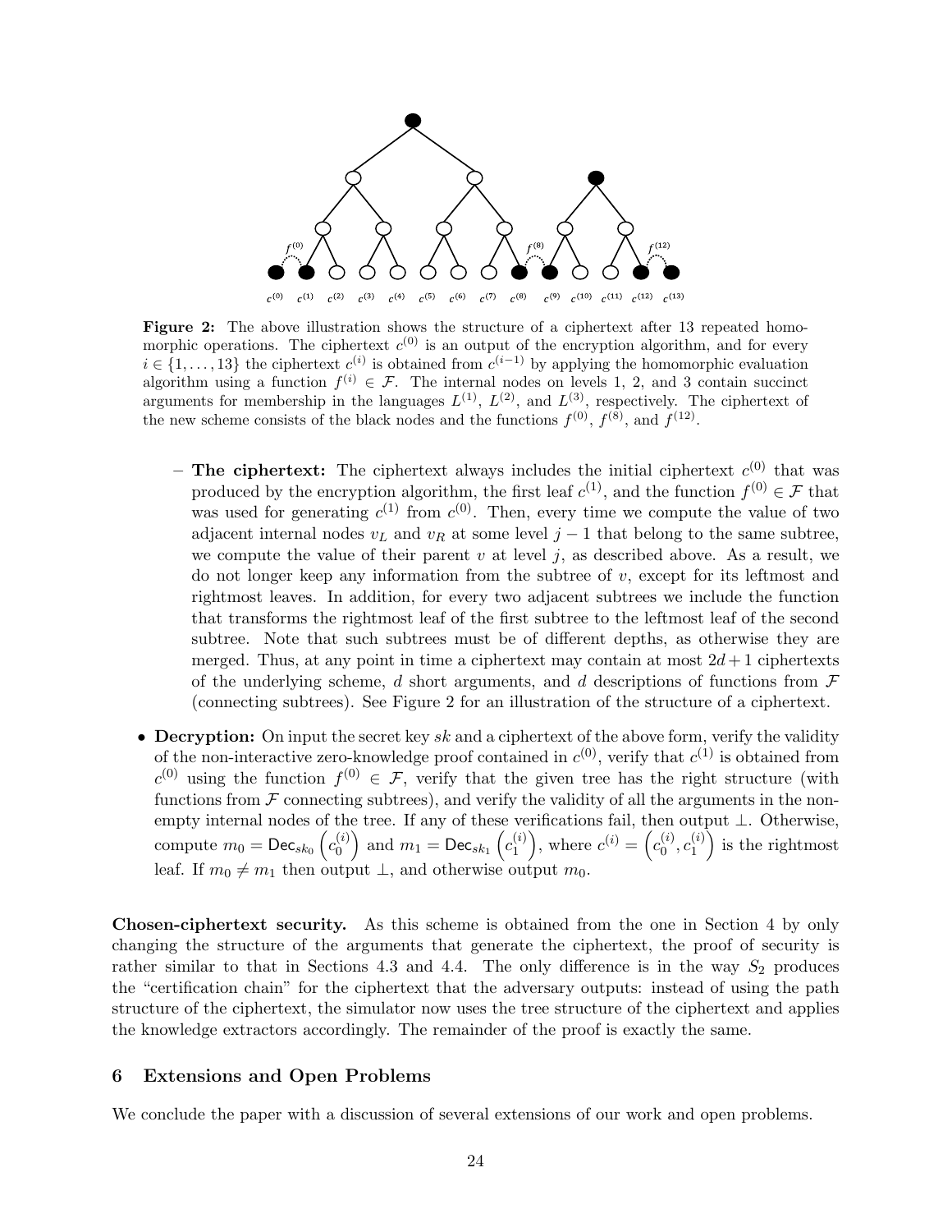**Figure 2:** The above illustration shows the structure of a ciphertext after 13 repeated homomorphic operations. The ciphertext $c^{(0)}$ is an output of the encryption algorithm, and for every $i \in \{1, \ldots, 13\}$ the ciphertext $c^{(i)}$ is obtained from $c^{(i-1)}$ by applying the homomorphic evaluation algorithm using a function $f^{(i)} \in \mathcal{F}$. The internal nodes on levels 1, 2, and 3 contain succinct arguments for membership in the languages $L^{(1)}$, $L^{(2)}$, and $L^{(3)}$, respectively. The ciphertext of the new scheme consists of the black nodes and the functions $f^{(0)}$, $f^{(8)}$, and $f^{(12)}$.

- **The ciphertext:** The ciphertext always includes the initial ciphertext $c^{(0)}$ that was produced by the encryption algorithm, the first leaf $c^{(1)}$, and the function $f^{(0)} \in \mathcal{F}$ that was used for generating $c^{(1)}$ from $c^{(0)}$. Then, every time we compute the value of two adjacent internal nodes $v_L$ and $v_R$ at some level $j-1$ that belong to the same subtree, we compute the value of their parent $v$ at level $j$, as described above. As a result, we do not longer keep any information from the subtree of $v$, except for its leftmost and rightmost leaves. In addition, for every two adjacent subtrees we include the function that transforms the rightmost leaf of the first subtree to the leftmost leaf of the second subtree. Note that such subtrees must be of different depths, as otherwise they are merged. Thus, at any point in time a ciphertext may contain at most $2d+1$ ciphertexts of the underlying scheme, $d$ short arguments, and $d$ descriptions of functions from $\mathcal{F}$ (connecting subtrees). See Figure 2 for an illustration of the structure of a ciphertext.

- **Decryption:** On input the secret key $sk$ and a ciphertext of the above form, verify the validity of the non-interactive zero-knowledge proof contained in $c^{(0)}$, verify that $c^{(1)}$ is obtained from $c^{(0)}$ using the function $f^{(0)} \in \mathcal{F}$, verify that the given tree has the right structure (with functions from $\mathcal{F}$ connecting subtrees), and verify the validity of all the arguments in the non-empty internal nodes of the tree. If any of these verifications fail, then output $\perp$. Otherwise, compute $m_0 = \mathsf{Dec}_{sk_0}\left(c_0^{(i)}\right)$ and $m_1 = \mathsf{Dec}_{sk_1}\left(c_1^{(i)}\right)$, where $c^{(i)} = \left(c_0^{(i)}, c_1^{(i)}\right)$ is the rightmost leaf. If $m_0 \neq m_1$ then output $\perp$, and otherwise output $m_0$.

**Chosen-ciphertext security.** As this scheme is obtained from the one in Section 4 by only changing the structure of the arguments that generate the ciphertext, the proof of security is rather similar to that in Sections 4.3 and 4.4. The only difference is in the way $S_2$ produces the "certification chain" for the ciphertext that the adversary outputs: instead of using the path structure of the ciphertext, the simulator now uses the tree structure of the ciphertext and applies the knowledge extractors accordingly. The remainder of the proof is exactly the same.

## 6 Extensions and Open Problems

We conclude the paper with a discussion of several extensions of our work and open problems.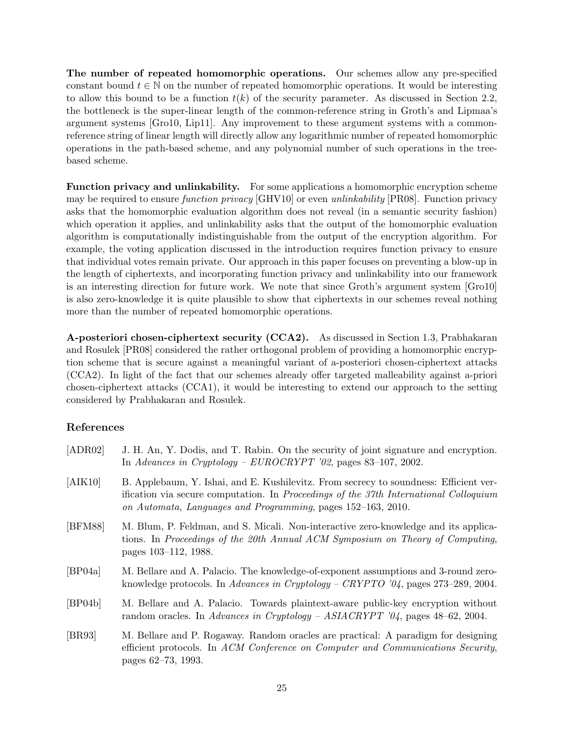**The number of repeated homomorphic operations.** Our schemes allow any pre-specified constant bound $t \in \mathbb{N}$ on the number of repeated homomorphic operations. It would be interesting to allow this bound to be a function $t(k)$ of the security parameter. As discussed in Section 2.2, the bottleneck is the super-linear length of the common-reference string in Groth's and Lipmaa's argument systems [Gro10, Lip11]. Any improvement to these argument systems with a common-reference string of linear length will directly allow any logarithmic number of repeated homomorphic operations in the path-based scheme, and any polynomial number of such operations in the tree-based scheme.

**Function privacy and unlinkability.** For some applications a homomorphic encryption scheme may be required to ensure *function privacy* [GHV10] or even *unlinkability* [PR08]. Function privacy asks that the homomorphic evaluation algorithm does not reveal (in a semantic security fashion) which operation it applies, and unlinkability asks that the output of the homomorphic evaluation algorithm is computationally indistinguishable from the output of the encryption algorithm. For example, the voting application discussed in the introduction requires function privacy to ensure that individual votes remain private. Our approach in this paper focuses on preventing a blow-up in the length of ciphertexts, and incorporating function privacy and unlinkability into our framework is an interesting direction for future work. We note that since Groth's argument system [Gro10] is also zero-knowledge it is quite plausible to show that ciphertexts in our schemes reveal nothing more than the number of repeated homomorphic operations.

**A-posteriori chosen-ciphertext security (CCA2).** As discussed in Section 1.3, Prabhakaran and Rosulek [PR08] considered the rather orthogonal problem of providing a homomorphic encryption scheme that is secure against a meaningful variant of a-posteriori chosen-ciphertext attacks (CCA2). In light of the fact that our schemes already offer targeted malleability against a-priori chosen-ciphertext attacks (CCA1), it would be interesting to extend our approach to the setting considered by Prabhakaran and Rosulek.

## References

[ADR02] J. H. An, Y. Dodis, and T. Rabin. On the security of joint signature and encryption. In *Advances in Cryptology – EUROCRYPT '02*, pages 83–107, 2002.

[AIK10] B. Applebaum, Y. Ishai, and E. Kushilevitz. From secrecy to soundness: Efficient verification via secure computation. In *Proceedings of the 37th International Colloquium on Automata, Languages and Programming*, pages 152–163, 2010.

[BFM88] M. Blum, P. Feldman, and S. Micali. Non-interactive zero-knowledge and its applications. In *Proceedings of the 20th Annual ACM Symposium on Theory of Computing*, pages 103–112, 1988.

[BP04a] M. Bellare and A. Palacio. The knowledge-of-exponent assumptions and 3-round zero-knowledge protocols. In *Advances in Cryptology – CRYPTO '04*, pages 273–289, 2004.

[BP04b] M. Bellare and A. Palacio. Towards plaintext-aware public-key encryption without random oracles. In *Advances in Cryptology – ASIACRYPT '04*, pages 48–62, 2004.

[BR93] M. Bellare and P. Rogaway. Random oracles are practical: A paradigm for designing efficient protocols. In *ACM Conference on Computer and Communications Security*, pages 62–73, 1993.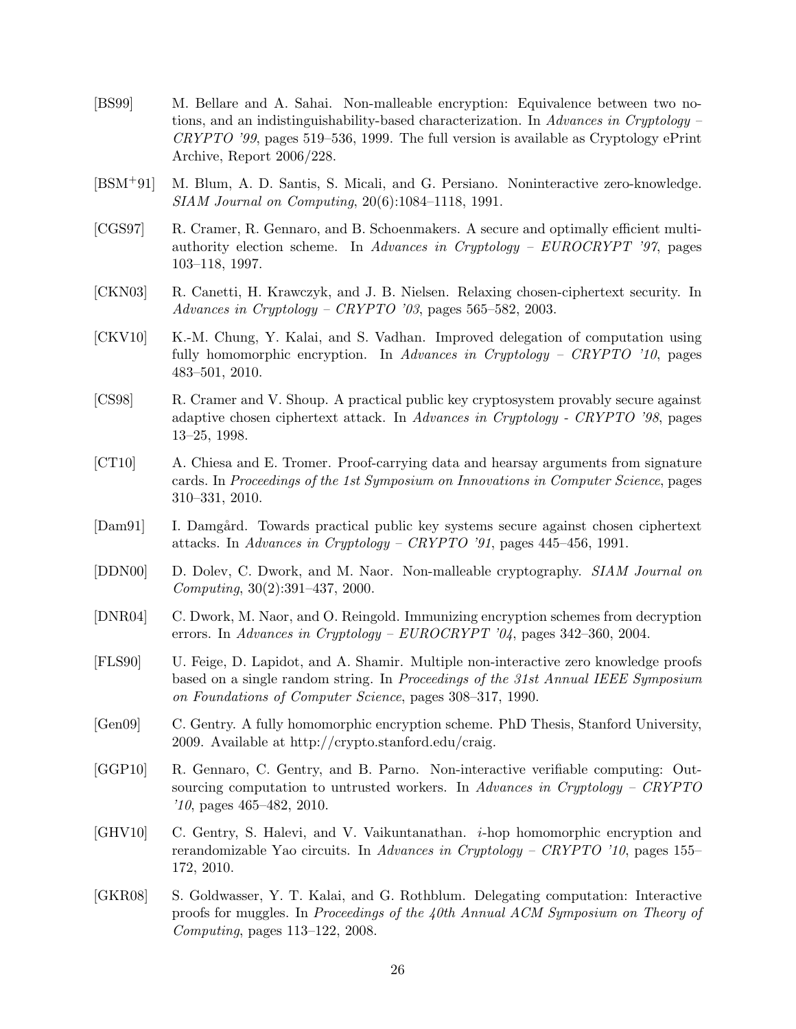[BS99] M. Bellare and A. Sahai. Non-malleable encryption: Equivalence between two notions, and an indistinguishability-based characterization. In *Advances in Cryptology – CRYPTO '99*, pages 519–536, 1999. The full version is available as Cryptology ePrint Archive, Report 2006/228.

[BSM+91] M. Blum, A. D. Santis, S. Micali, and G. Persiano. Noninteractive zero-knowledge. *SIAM Journal on Computing*, 20(6):1084–1118, 1991.

[CGS97] R. Cramer, R. Gennaro, and B. Schoenmakers. A secure and optimally efficient multi-authority election scheme. In *Advances in Cryptology – EUROCRYPT '97*, pages 103–118, 1997.

[CKN03] R. Canetti, H. Krawczyk, and J. B. Nielsen. Relaxing chosen-ciphertext security. In *Advances in Cryptology – CRYPTO '03*, pages 565–582, 2003.

[CKV10] K.-M. Chung, Y. Kalai, and S. Vadhan. Improved delegation of computation using fully homomorphic encryption. In *Advances in Cryptology – CRYPTO '10*, pages 483–501, 2010.

[CS98] R. Cramer and V. Shoup. A practical public key cryptosystem provably secure against adaptive chosen ciphertext attack. In *Advances in Cryptology - CRYPTO '98*, pages 13–25, 1998.

[CT10] A. Chiesa and E. Tromer. Proof-carrying data and hearsay arguments from signature cards. In *Proceedings of the 1st Symposium on Innovations in Computer Science*, pages 310–331, 2010.

[Dam91] I. Damgård. Towards practical public key systems secure against chosen ciphertext attacks. In *Advances in Cryptology – CRYPTO '91*, pages 445–456, 1991.

[DDN00] D. Dolev, C. Dwork, and M. Naor. Non-malleable cryptography. *SIAM Journal on Computing*, 30(2):391–437, 2000.

[DNR04] C. Dwork, M. Naor, and O. Reingold. Immunizing encryption schemes from decryption errors. In *Advances in Cryptology – EUROCRYPT '04*, pages 342–360, 2004.

[FLS90] U. Feige, D. Lapidot, and A. Shamir. Multiple non-interactive zero knowledge proofs based on a single random string. In *Proceedings of the 31st Annual IEEE Symposium on Foundations of Computer Science*, pages 308–317, 1990.

[Gen09] C. Gentry. A fully homomorphic encryption scheme. PhD Thesis, Stanford University, 2009. Available at http://crypto.stanford.edu/craig.

[GGP10] R. Gennaro, C. Gentry, and B. Parno. Non-interactive verifiable computing: Outsourcing computation to untrusted workers. In *Advances in Cryptology – CRYPTO '10*, pages 465–482, 2010.

[GHV10] C. Gentry, S. Halevi, and V. Vaikuntanathan. *i*-hop homomorphic encryption and rerandomizable Yao circuits. In *Advances in Cryptology – CRYPTO '10*, pages 155–172, 2010.

[GKR08] S. Goldwasser, Y. T. Kalai, and G. Rothblum. Delegating computation: Interactive proofs for muggles. In *Proceedings of the 40th Annual ACM Symposium on Theory of Computing*, pages 113–122, 2008.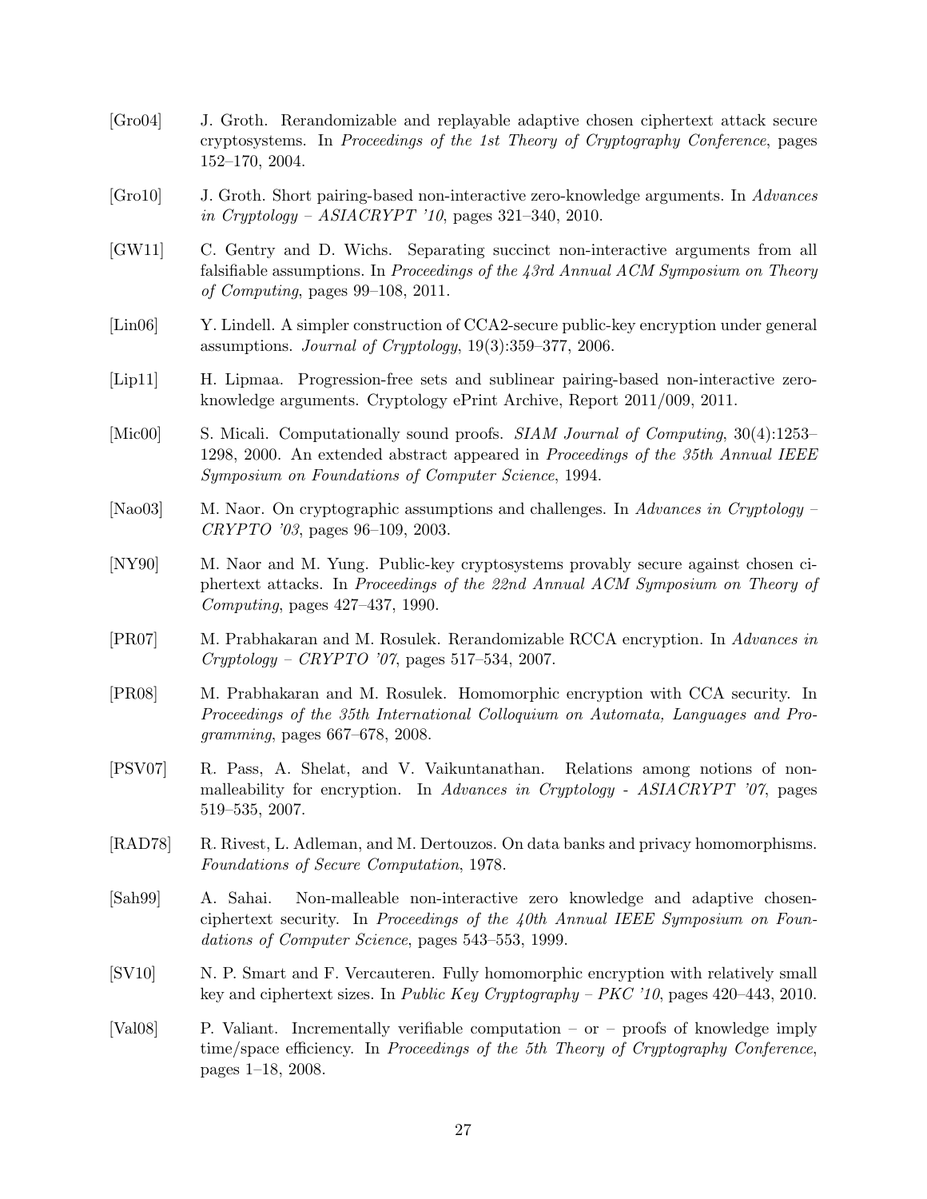[Gro04] J. Groth. Rerandomizable and replayable adaptive chosen ciphertext attack secure cryptosystems. In *Proceedings of the 1st Theory of Cryptography Conference*, pages 152–170, 2004.

[Gro10] J. Groth. Short pairing-based non-interactive zero-knowledge arguments. In *Advances in Cryptology – ASIACRYPT '10*, pages 321–340, 2010.

[GW11] C. Gentry and D. Wichs. Separating succinct non-interactive arguments from all falsifiable assumptions. In *Proceedings of the 43rd Annual ACM Symposium on Theory of Computing*, pages 99–108, 2011.

[Lin06] Y. Lindell. A simpler construction of CCA2-secure public-key encryption under general assumptions. *Journal of Cryptology*, 19(3):359–377, 2006.

[Lip11] H. Lipmaa. Progression-free sets and sublinear pairing-based non-interactive zero-knowledge arguments. Cryptology ePrint Archive, Report 2011/009, 2011.

[Mic00] S. Micali. Computationally sound proofs. *SIAM Journal of Computing*, 30(4):1253–1298, 2000. An extended abstract appeared in *Proceedings of the 35th Annual IEEE Symposium on Foundations of Computer Science*, 1994.

[Nao03] M. Naor. On cryptographic assumptions and challenges. In *Advances in Cryptology – CRYPTO '03*, pages 96–109, 2003.

[NY90] M. Naor and M. Yung. Public-key cryptosystems provably secure against chosen ciphertext attacks. In *Proceedings of the 22nd Annual ACM Symposium on Theory of Computing*, pages 427–437, 1990.

[PR07] M. Prabhakaran and M. Rosulek. Rerandomizable RCCA encryption. In *Advances in Cryptology – CRYPTO '07*, pages 517–534, 2007.

[PR08] M. Prabhakaran and M. Rosulek. Homomorphic encryption with CCA security. In *Proceedings of the 35th International Colloquium on Automata, Languages and Programming*, pages 667–678, 2008.

[PSV07] R. Pass, A. Shelat, and V. Vaikuntanathan. Relations among notions of non-malleability for encryption. In *Advances in Cryptology - ASIACRYPT '07*, pages 519–535, 2007.

[RAD78] R. Rivest, L. Adleman, and M. Dertouzos. On data banks and privacy homomorphisms. *Foundations of Secure Computation*, 1978.

[Sah99] A. Sahai. Non-malleable non-interactive zero knowledge and adaptive chosen-ciphertext security. In *Proceedings of the 40th Annual IEEE Symposium on Foundations of Computer Science*, pages 543–553, 1999.

[SV10] N. P. Smart and F. Vercauteren. Fully homomorphic encryption with relatively small key and ciphertext sizes. In *Public Key Cryptography – PKC '10*, pages 420–443, 2010.

[Val08] P. Valiant. Incrementally verifiable computation – or – proofs of knowledge imply time/space efficiency. In *Proceedings of the 5th Theory of Cryptography Conference*, pages 1–18, 2008.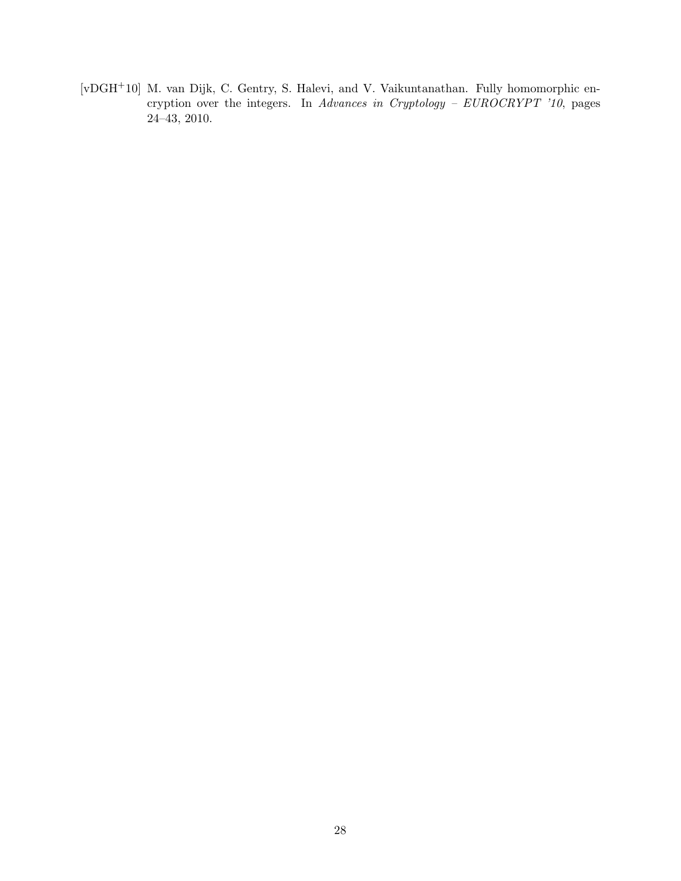[vDGH+10] M. van Dijk, C. Gentry, S. Halevi, and V. Vaikuntanathan. Fully homomorphic encryption over the integers. In *Advances in Cryptology – EUROCRYPT '10*, pages 24–43, 2010.